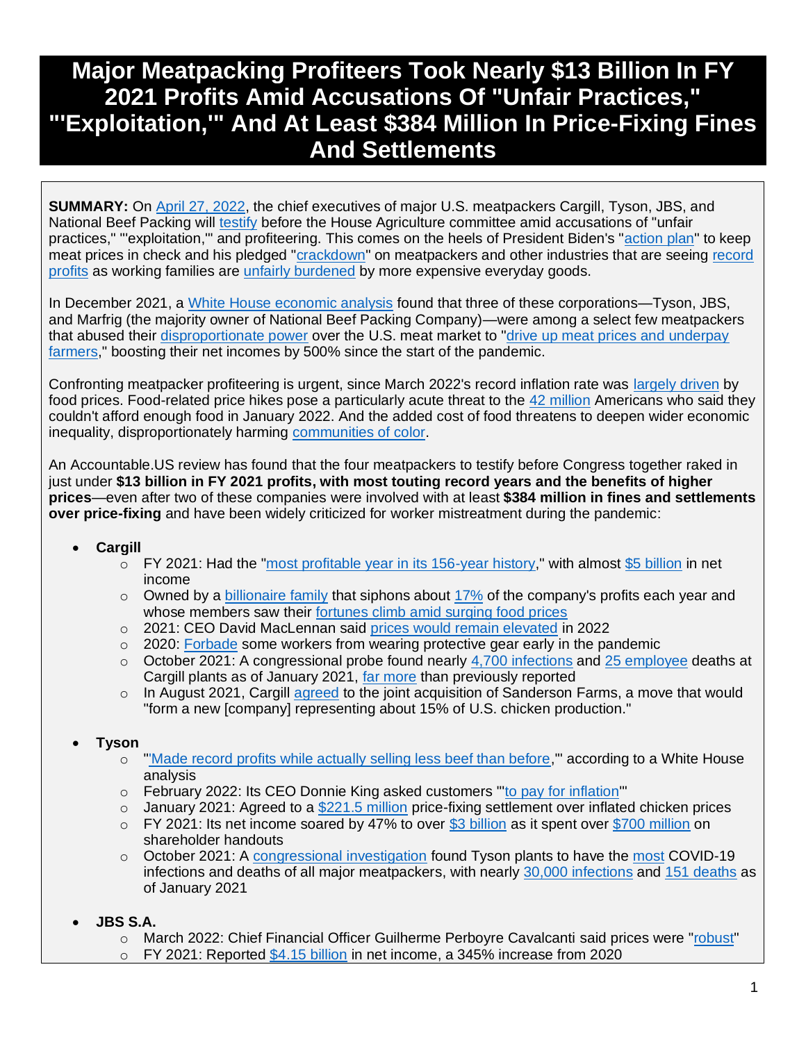# Major Meatpacking Profiteers Took Nearly $13 Billion In FY 2021 Profits Amid Accusations Of "Unfair Practices," "'Exploitation,'" And At Least $384 Million In Price-Fixing Fines And Settlements

**SUMMARY:** On April 27, 2022, the chief executives of major U.S. meatpackers Cargill, Tyson, JBS, and National Beef Packing will testify before the House Agriculture committee amid accusations of "unfair practices," "'exploitation,'" and profiteering. This comes on the heels of President Biden's "action plan" to keep meat prices in check and his pledged "crackdown" on meatpackers and other industries that are seeing record profits as working families are unfairly burdened by more expensive everyday goods.

In December 2021, a White House economic analysis found that three of these corporations—Tyson, JBS, and Marfrig (the majority owner of National Beef Packing Company)—were among a select few meatpackers that abused their disproportionate power over the U.S. meat market to "drive up meat prices and underpay farmers," boosting their net incomes by 500% since the start of the pandemic.

Confronting meatpacker profiteering is urgent, since March 2022's record inflation rate was largely driven by food prices. Food-related price hikes pose a particularly acute threat to the 42 million Americans who said they couldn't afford enough food in January 2022. And the added cost of food threatens to deepen wider economic inequality, disproportionately harming communities of color.

An Accountable.US review has found that the four meatpackers to testify before Congress together raked in just under **$13 billion in FY 2021 profits, with most touting record years and the benefits of higher prices**—even after two of these companies were involved with at least **$384 million in fines and settlements over price-fixing** and have been widely criticized for worker mistreatment during the pandemic:

- **Cargill**
  - FY 2021: Had the "most profitable year in its 156-year history," with almost $5 billion in net income
  - Owned by a billionaire family that siphons about 17% of the company's profits each year and whose members saw their fortunes climb amid surging food prices
  - 2021: CEO David MacLennan said prices would remain elevated in 2022
  - 2020: Forbade some workers from wearing protective gear early in the pandemic
  - October 2021: A congressional probe found nearly 4,700 infections and 25 employee deaths at Cargill plants as of January 2021, far more than previously reported
  - In August 2021, Cargill agreed to the joint acquisition of Sanderson Farms, a move that would "form a new [company] representing about 15% of U.S. chicken production."

- **Tyson**
  - "'Made record profits while actually selling less beef than before,'" according to a White House analysis
  - February 2022: Its CEO Donnie King asked customers "'to pay for inflation'"
  - January 2021: Agreed to a $221.5 million price-fixing settlement over inflated chicken prices
  - FY 2021: Its net income soared by 47% to over $3 billion as it spent over $700 million on shareholder handouts
  - October 2021: A congressional investigation found Tyson plants to have the most COVID-19 infections and deaths of all major meatpackers, with nearly 30,000 infections and 151 deaths as of January 2021

- **JBS S.A.**
  - March 2022: Chief Financial Officer Guilherme Perboyre Cavalcanti said prices were "robust"
  - FY 2021: Reported $4.15 billion in net income, a 345% increase from 2020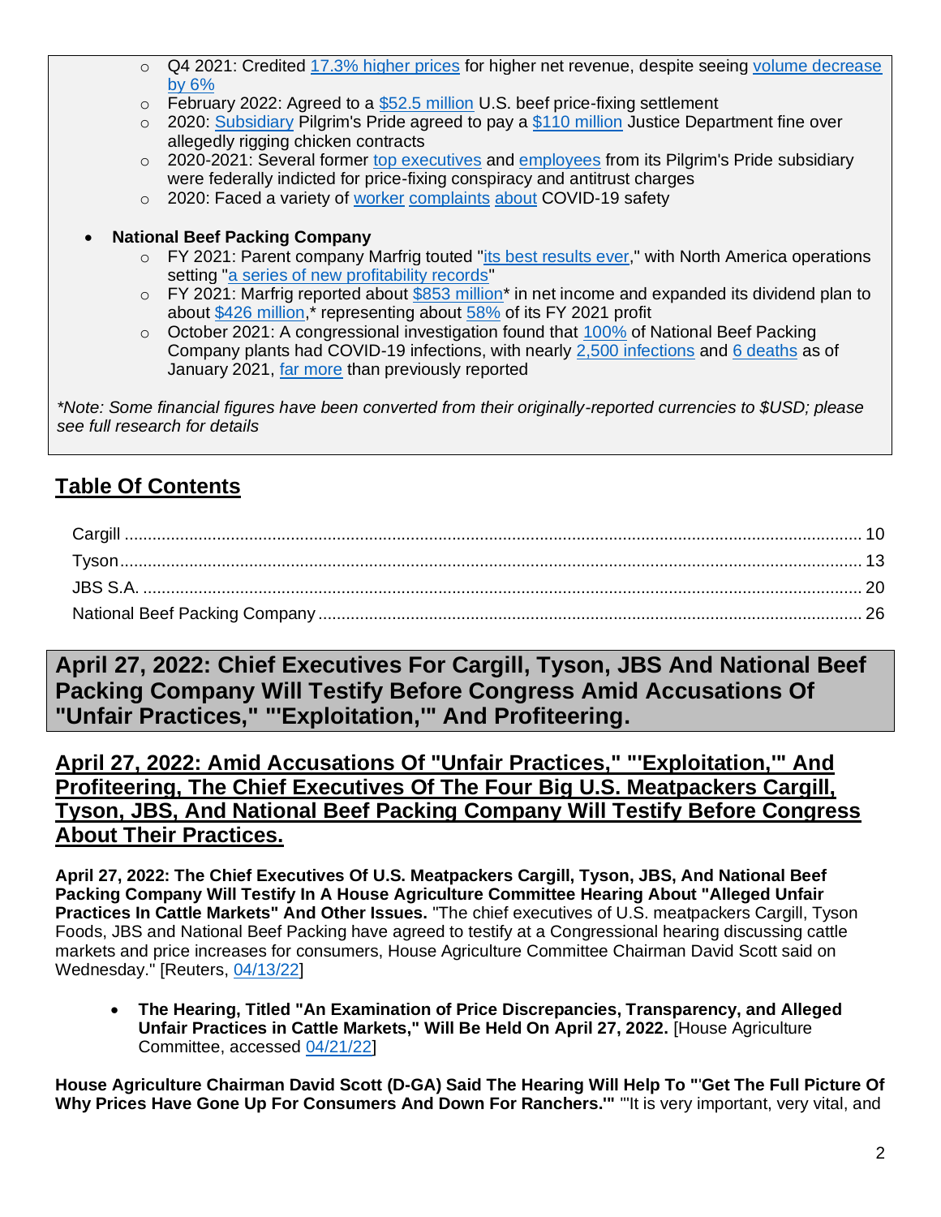- Q4 2021: Credited 17.3% higher prices for higher net revenue, despite seeing volume decrease by 6%
- February 2022: Agreed to a $52.5 million U.S. beef price-fixing settlement
- 2020: Subsidiary Pilgrim's Pride agreed to pay a $110 million Justice Department fine over allegedly rigging chicken contracts
- 2020-2021: Several former top executives and employees from its Pilgrim's Pride subsidiary were federally indicted for price-fixing conspiracy and antitrust charges
- 2020: Faced a variety of worker complaints about COVID-19 safety

- **National Beef Packing Company**
  - FY 2021: Parent company Marfrig touted "its best results ever," with North America operations setting "a series of new profitability records"
  - FY 2021: Marfrig reported about $853 million* in net income and expanded its dividend plan to about $426 million,* representing about 58% of its FY 2021 profit
  - October 2021: A congressional investigation found that 100% of National Beef Packing Company plants had COVID-19 infections, with nearly 2,500 infections and 6 deaths as of January 2021, far more than previously reported

*\*Note: Some financial figures have been converted from their originally-reported currencies to $USD; please see full research for details*

## Table Of Contents

- Cargill ........ 10
- Tyson ........ 13
- JBS S.A. ........ 20
- National Beef Packing Company ........ 26

# April 27, 2022: Chief Executives For Cargill, Tyson, JBS And National Beef Packing Company Will Testify Before Congress Amid Accusations Of "Unfair Practices," "'Exploitation,'" And Profiteering.

## April 27, 2022: Amid Accusations Of "Unfair Practices," "'Exploitation,'" And Profiteering, The Chief Executives Of The Four Big U.S. Meatpackers Cargill, Tyson, JBS, And National Beef Packing Company Will Testify Before Congress About Their Practices.

**April 27, 2022: The Chief Executives Of U.S. Meatpackers Cargill, Tyson, JBS, And National Beef Packing Company Will Testify In A House Agriculture Committee Hearing About "Alleged Unfair Practices In Cattle Markets" And Other Issues.** "The chief executives of U.S. meatpackers Cargill, Tyson Foods, JBS and National Beef Packing have agreed to testify at a Congressional hearing discussing cattle markets and price increases for consumers, House Agriculture Committee Chairman David Scott said on Wednesday." [Reuters, 04/13/22]

- **The Hearing, Titled "An Examination of Price Discrepancies, Transparency, and Alleged Unfair Practices in Cattle Markets," Will Be Held On April 27, 2022.** [House Agriculture Committee, accessed 04/21/22]

**House Agriculture Chairman David Scott (D-GA) Said The Hearing Will Help To "'Get The Full Picture Of Why Prices Have Gone Up For Consumers And Down For Ranchers.'"** "'It is very important, very vital, and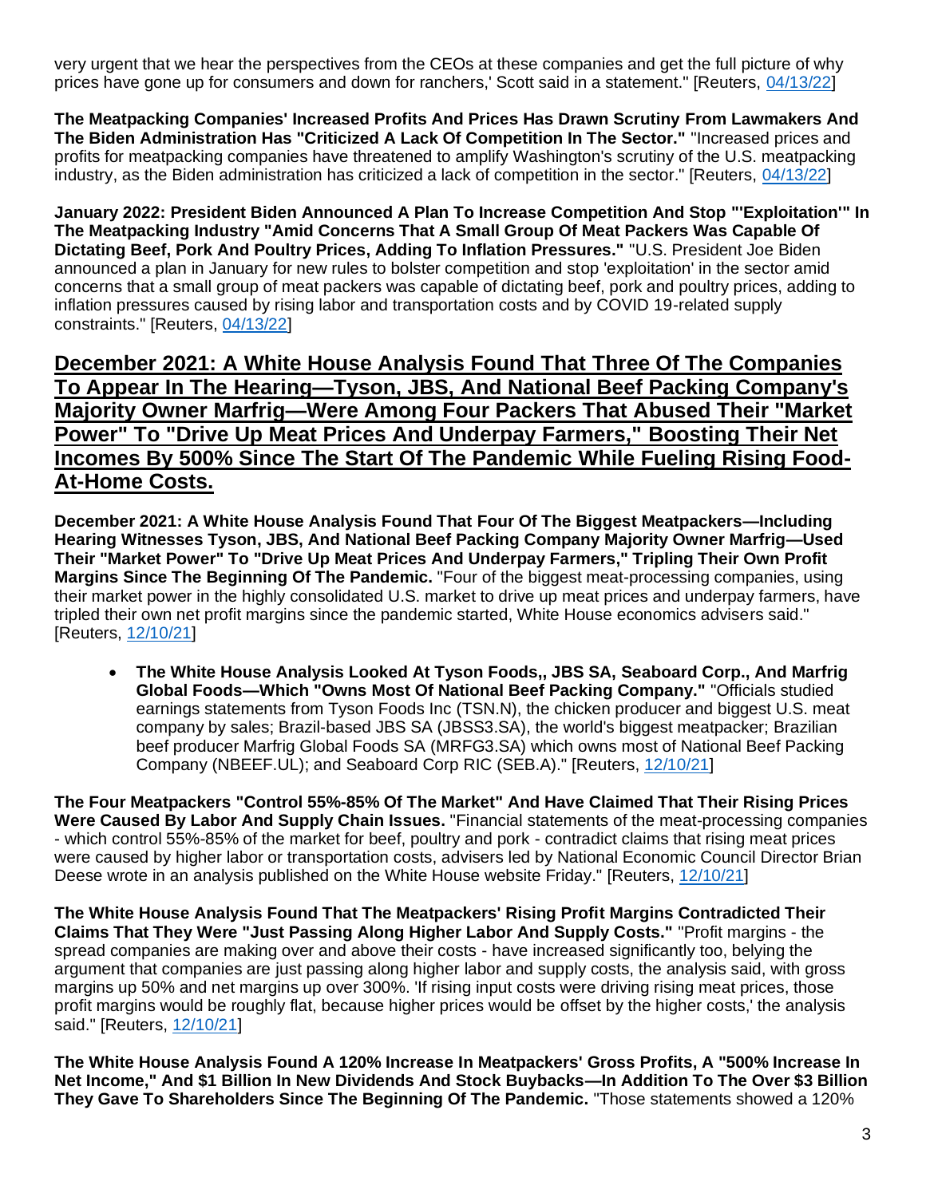very urgent that we hear the perspectives from the CEOs at these companies and get the full picture of why prices have gone up for consumers and down for ranchers,' Scott said in a statement." [Reuters, 04/13/22]

**The Meatpacking Companies' Increased Profits And Prices Has Drawn Scrutiny From Lawmakers And The Biden Administration Has "Criticized A Lack Of Competition In The Sector."** "Increased prices and profits for meatpacking companies have threatened to amplify Washington's scrutiny of the U.S. meatpacking industry, as the Biden administration has criticized a lack of competition in the sector." [Reuters, 04/13/22]

**January 2022: President Biden Announced A Plan To Increase Competition And Stop "'Exploitation'" In The Meatpacking Industry "Amid Concerns That A Small Group Of Meat Packers Was Capable Of Dictating Beef, Pork And Poultry Prices, Adding To Inflation Pressures."** "U.S. President Joe Biden announced a plan in January for new rules to bolster competition and stop 'exploitation' in the sector amid concerns that a small group of meat packers was capable of dictating beef, pork and poultry prices, adding to inflation pressures caused by rising labor and transportation costs and by COVID 19-related supply constraints." [Reuters, 04/13/22]

## December 2021: A White House Analysis Found That Three Of The Companies To Appear In The Hearing—Tyson, JBS, And National Beef Packing Company's Majority Owner Marfrig—Were Among Four Packers That Abused Their "Market Power" To "Drive Up Meat Prices And Underpay Farmers," Boosting Their Net Incomes By 500% Since The Start Of The Pandemic While Fueling Rising Food-At-Home Costs.

**December 2021: A White House Analysis Found That Four Of The Biggest Meatpackers—Including Hearing Witnesses Tyson, JBS, And National Beef Packing Company Majority Owner Marfrig—Used Their "Market Power" To "Drive Up Meat Prices And Underpay Farmers," Tripling Their Own Profit Margins Since The Beginning Of The Pandemic.** "Four of the biggest meat-processing companies, using their market power in the highly consolidated U.S. market to drive up meat prices and underpay farmers, have tripled their own net profit margins since the pandemic started, White House economics advisers said." [Reuters, 12/10/21]

- **The White House Analysis Looked At Tyson Foods,, JBS SA, Seaboard Corp., And Marfrig Global Foods—Which "Owns Most Of National Beef Packing Company."** "Officials studied earnings statements from Tyson Foods Inc (TSN.N), the chicken producer and biggest U.S. meat company by sales; Brazil-based JBS SA (JBSS3.SA), the world's biggest meatpacker; Brazilian beef producer Marfrig Global Foods SA (MRFG3.SA) which owns most of National Beef Packing Company (NBEEF.UL); and Seaboard Corp RIC (SEB.A)." [Reuters, 12/10/21]

**The Four Meatpackers "Control 55%-85% Of The Market" And Have Claimed That Their Rising Prices Were Caused By Labor And Supply Chain Issues.** "Financial statements of the meat-processing companies - which control 55%-85% of the market for beef, poultry and pork - contradict claims that rising meat prices were caused by higher labor or transportation costs, advisers led by National Economic Council Director Brian Deese wrote in an analysis published on the White House website Friday." [Reuters, 12/10/21]

**The White House Analysis Found That The Meatpackers' Rising Profit Margins Contradicted Their Claims That They Were "Just Passing Along Higher Labor And Supply Costs."** "Profit margins - the spread companies are making over and above their costs - have increased significantly too, belying the argument that companies are just passing along higher labor and supply costs, the analysis said, with gross margins up 50% and net margins up over 300%. 'If rising input costs were driving rising meat prices, those profit margins would be roughly flat, because higher prices would be offset by the higher costs,' the analysis said." [Reuters, 12/10/21]

**The White House Analysis Found A 120% Increase In Meatpackers' Gross Profits, A "500% Increase In Net Income," And $1 Billion In New Dividends And Stock Buybacks—In Addition To The Over $3 Billion They Gave To Shareholders Since The Beginning Of The Pandemic.** "Those statements showed a 120%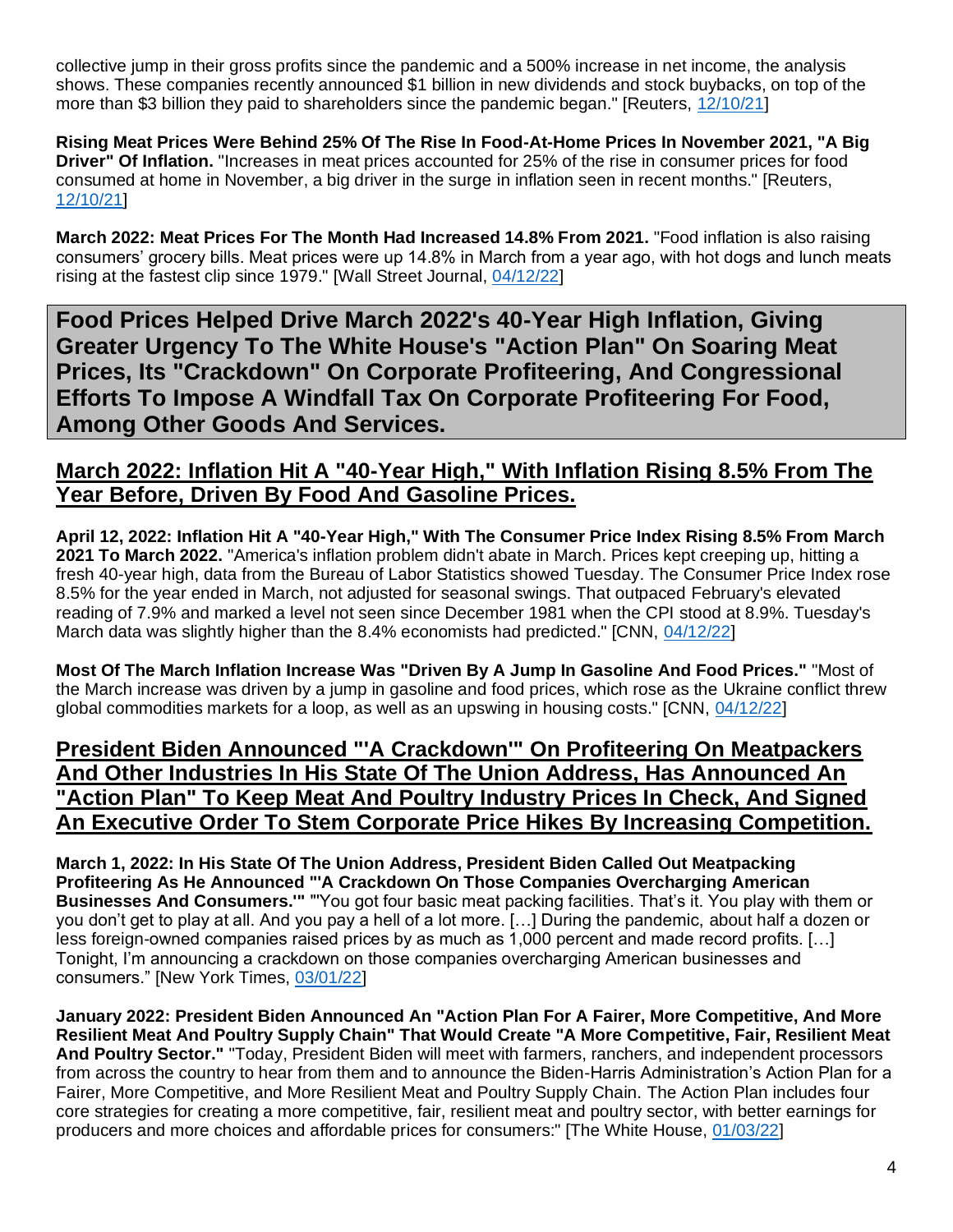collective jump in their gross profits since the pandemic and a 500% increase in net income, the analysis shows. These companies recently announced $1 billion in new dividends and stock buybacks, on top of the more than $3 billion they paid to shareholders since the pandemic began." [Reuters, 12/10/21]

**Rising Meat Prices Were Behind 25% Of The Rise In Food-At-Home Prices In November 2021, "A Big Driver" Of Inflation.** "Increases in meat prices accounted for 25% of the rise in consumer prices for food consumed at home in November, a big driver in the surge in inflation seen in recent months." [Reuters, 12/10/21]

**March 2022: Meat Prices For The Month Had Increased 14.8% From 2021.** "Food inflation is also raising consumers' grocery bills. Meat prices were up 14.8% in March from a year ago, with hot dogs and lunch meats rising at the fastest clip since 1979." [Wall Street Journal, 04/12/22]

## Food Prices Helped Drive March 2022's 40-Year High Inflation, Giving Greater Urgency To The White House's "Action Plan" On Soaring Meat Prices, Its "Crackdown" On Corporate Profiteering, And Congressional Efforts To Impose A Windfall Tax On Corporate Profiteering For Food, Among Other Goods And Services.

### March 2022: Inflation Hit A "40-Year High," With Inflation Rising 8.5% From The Year Before, Driven By Food And Gasoline Prices.

**April 12, 2022: Inflation Hit A "40-Year High," With The Consumer Price Index Rising 8.5% From March 2021 To March 2022.** "America's inflation problem didn't abate in March. Prices kept creeping up, hitting a fresh 40-year high, data from the Bureau of Labor Statistics showed Tuesday. The Consumer Price Index rose 8.5% for the year ended in March, not adjusted for seasonal swings. That outpaced February's elevated reading of 7.9% and marked a level not seen since December 1981 when the CPI stood at 8.9%. Tuesday's March data was slightly higher than the 8.4% economists had predicted." [CNN, 04/12/22]

**Most Of The March Inflation Increase Was "Driven By A Jump In Gasoline And Food Prices."** "Most of the March increase was driven by a jump in gasoline and food prices, which rose as the Ukraine conflict threw global commodities markets for a loop, as well as an upswing in housing costs." [CNN, 04/12/22]

### President Biden Announced "'A Crackdown'" On Profiteering On Meatpackers And Other Industries In His State Of The Union Address, Has Announced An "Action Plan" To Keep Meat And Poultry Industry Prices In Check, And Signed An Executive Order To Stem Corporate Price Hikes By Increasing Competition.

**March 1, 2022: In His State Of The Union Address, President Biden Called Out Meatpacking Profiteering As He Announced "'A Crackdown On Those Companies Overcharging American Businesses And Consumers.'"** "'You got four basic meat packing facilities. That's it. You play with them or you don't get to play at all. And you pay a hell of a lot more. […] During the pandemic, about half a dozen or less foreign-owned companies raised prices by as much as 1,000 percent and made record profits. […] Tonight, I'm announcing a crackdown on those companies overcharging American businesses and consumers." [New York Times, 03/01/22]

**January 2022: President Biden Announced An "Action Plan For A Fairer, More Competitive, And More Resilient Meat And Poultry Supply Chain" That Would Create "A More Competitive, Fair, Resilient Meat And Poultry Sector."** "Today, President Biden will meet with farmers, ranchers, and independent processors from across the country to hear from them and to announce the Biden-Harris Administration's Action Plan for a Fairer, More Competitive, and More Resilient Meat and Poultry Supply Chain. The Action Plan includes four core strategies for creating a more competitive, fair, resilient meat and poultry sector, with better earnings for producers and more choices and affordable prices for consumers:" [The White House, 01/03/22]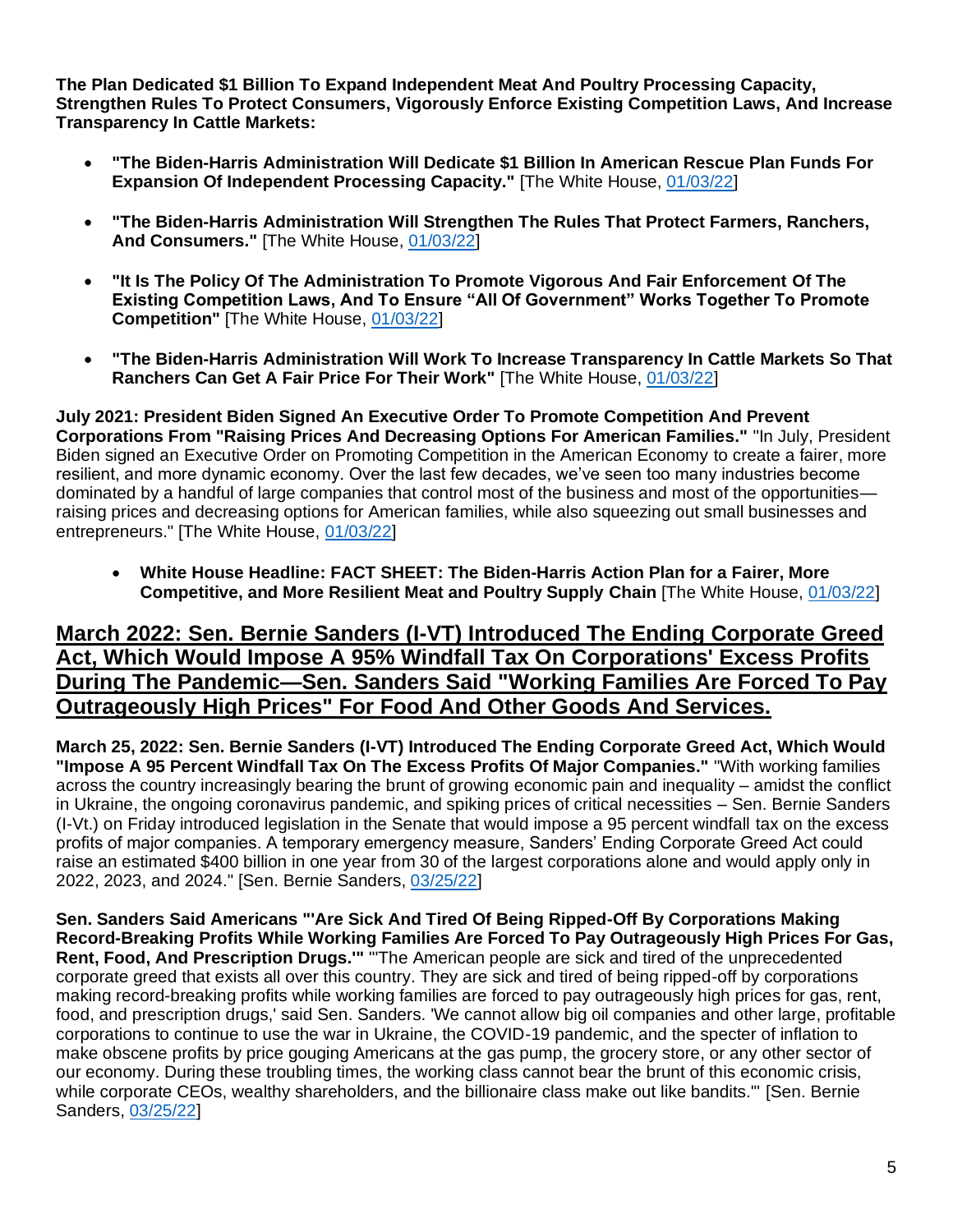**The Plan Dedicated $1 Billion To Expand Independent Meat And Poultry Processing Capacity, Strengthen Rules To Protect Consumers, Vigorously Enforce Existing Competition Laws, And Increase Transparency In Cattle Markets:**

- **"The Biden-Harris Administration Will Dedicate $1 Billion In American Rescue Plan Funds For Expansion Of Independent Processing Capacity."** [The White House, 01/03/22]
- **"The Biden-Harris Administration Will Strengthen The Rules That Protect Farmers, Ranchers, And Consumers."** [The White House, 01/03/22]
- **"It Is The Policy Of The Administration To Promote Vigorous And Fair Enforcement Of The Existing Competition Laws, And To Ensure "All Of Government" Works Together To Promote Competition"** [The White House, 01/03/22]
- **"The Biden-Harris Administration Will Work To Increase Transparency In Cattle Markets So That Ranchers Can Get A Fair Price For Their Work"** [The White House, 01/03/22]

**July 2021: President Biden Signed An Executive Order To Promote Competition And Prevent Corporations From "Raising Prices And Decreasing Options For American Families."** "In July, President Biden signed an Executive Order on Promoting Competition in the American Economy to create a fairer, more resilient, and more dynamic economy. Over the last few decades, we've seen too many industries become dominated by a handful of large companies that control most of the business and most of the opportunities—raising prices and decreasing options for American families, while also squeezing out small businesses and entrepreneurs." [The White House, 01/03/22]

- **White House Headline: FACT SHEET: The Biden-Harris Action Plan for a Fairer, More Competitive, and More Resilient Meat and Poultry Supply Chain** [The White House, 01/03/22]

## March 2022: Sen. Bernie Sanders (I-VT) Introduced The Ending Corporate Greed Act, Which Would Impose A 95% Windfall Tax On Corporations' Excess Profits During The Pandemic—Sen. Sanders Said "Working Families Are Forced To Pay Outrageously High Prices" For Food And Other Goods And Services.

**March 25, 2022: Sen. Bernie Sanders (I-VT) Introduced The Ending Corporate Greed Act, Which Would "Impose A 95 Percent Windfall Tax On The Excess Profits Of Major Companies."** "With working families across the country increasingly bearing the brunt of growing economic pain and inequality – amidst the conflict in Ukraine, the ongoing coronavirus pandemic, and spiking prices of critical necessities – Sen. Bernie Sanders (I-Vt.) on Friday introduced legislation in the Senate that would impose a 95 percent windfall tax on the excess profits of major companies. A temporary emergency measure, Sanders' Ending Corporate Greed Act could raise an estimated $400 billion in one year from 30 of the largest corporations alone and would apply only in 2022, 2023, and 2024." [Sen. Bernie Sanders, 03/25/22]

**Sen. Sanders Said Americans "'Are Sick And Tired Of Being Ripped-Off By Corporations Making Record-Breaking Profits While Working Families Are Forced To Pay Outrageously High Prices For Gas, Rent, Food, And Prescription Drugs.'"** "'The American people are sick and tired of the unprecedented corporate greed that exists all over this country. They are sick and tired of being ripped-off by corporations making record-breaking profits while working families are forced to pay outrageously high prices for gas, rent, food, and prescription drugs,' said Sen. Sanders. 'We cannot allow big oil companies and other large, profitable corporations to continue to use the war in Ukraine, the COVID-19 pandemic, and the specter of inflation to make obscene profits by price gouging Americans at the gas pump, the grocery store, or any other sector of our economy. During these troubling times, the working class cannot bear the brunt of this economic crisis, while corporate CEOs, wealthy shareholders, and the billionaire class make out like bandits.'" [Sen. Bernie Sanders, 03/25/22]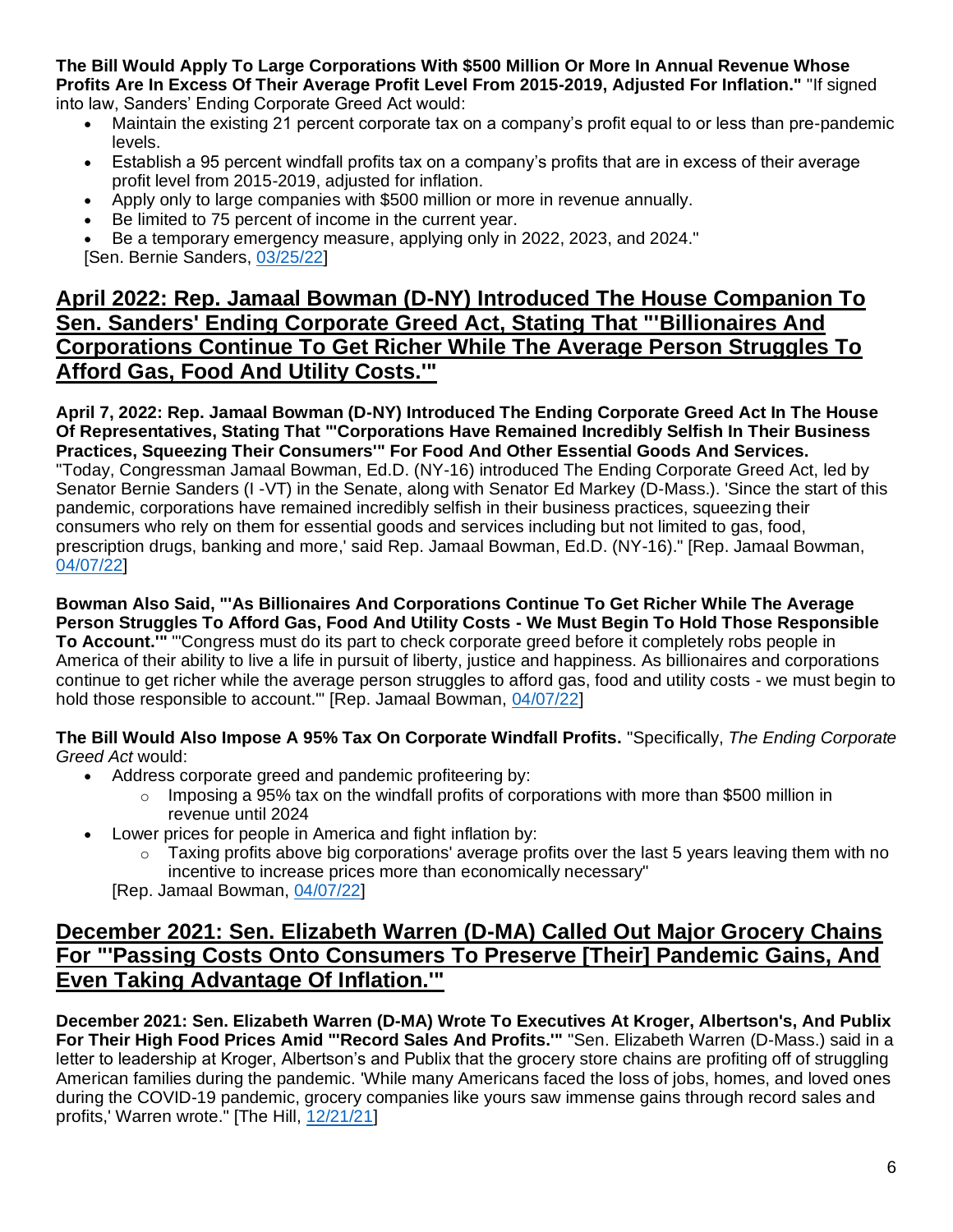**The Bill Would Apply To Large Corporations With $500 Million Or More In Annual Revenue Whose Profits Are In Excess Of Their Average Profit Level From 2015-2019, Adjusted For Inflation."** "If signed into law, Sanders' Ending Corporate Greed Act would:

- Maintain the existing 21 percent corporate tax on a company's profit equal to or less than pre-pandemic levels.
- Establish a 95 percent windfall profits tax on a company's profits that are in excess of their average profit level from 2015-2019, adjusted for inflation.
- Apply only to large companies with $500 million or more in revenue annually.
- Be limited to 75 percent of income in the current year.
- Be a temporary emergency measure, applying only in 2022, 2023, and 2024."

[Sen. Bernie Sanders, 03/25/22]

## April 2022: Rep. Jamaal Bowman (D-NY) Introduced The House Companion To Sen. Sanders' Ending Corporate Greed Act, Stating That "'Billionaires And Corporations Continue To Get Richer While The Average Person Struggles To Afford Gas, Food And Utility Costs.'"

**April 7, 2022: Rep. Jamaal Bowman (D-NY) Introduced The Ending Corporate Greed Act In The House Of Representatives, Stating That "'Corporations Have Remained Incredibly Selfish In Their Business Practices, Squeezing Their Consumers'" For Food And Other Essential Goods And Services.** "Today, Congressman Jamaal Bowman, Ed.D. (NY-16) introduced The Ending Corporate Greed Act, led by Senator Bernie Sanders (I -VT) in the Senate, along with Senator Ed Markey (D-Mass.). 'Since the start of this pandemic, corporations have remained incredibly selfish in their business practices, squeezing their consumers who rely on them for essential goods and services including but not limited to gas, food, prescription drugs, banking and more,' said Rep. Jamaal Bowman, Ed.D. (NY-16)." [Rep. Jamaal Bowman, 04/07/22]

**Bowman Also Said, "'As Billionaires And Corporations Continue To Get Richer While The Average Person Struggles To Afford Gas, Food And Utility Costs - We Must Begin To Hold Those Responsible To Account.'"** "'Congress must do its part to check corporate greed before it completely robs people in America of their ability to live a life in pursuit of liberty, justice and happiness. As billionaires and corporations continue to get richer while the average person struggles to afford gas, food and utility costs - we must begin to hold those responsible to account.'" [Rep. Jamaal Bowman, 04/07/22]

**The Bill Would Also Impose A 95% Tax On Corporate Windfall Profits.** "Specifically, *The Ending Corporate Greed Act* would:

- Address corporate greed and pandemic profiteering by:
  - Imposing a 95% tax on the windfall profits of corporations with more than $500 million in revenue until 2024
- Lower prices for people in America and fight inflation by:
  - Taxing profits above big corporations' average profits over the last 5 years leaving them with no incentive to increase prices more than economically necessary"

[Rep. Jamaal Bowman, 04/07/22]

## December 2021: Sen. Elizabeth Warren (D-MA) Called Out Major Grocery Chains For "'Passing Costs Onto Consumers To Preserve [Their] Pandemic Gains, And Even Taking Advantage Of Inflation.'"

**December 2021: Sen. Elizabeth Warren (D-MA) Wrote To Executives At Kroger, Albertson's, And Publix For Their High Food Prices Amid "'Record Sales And Profits.'"** "Sen. Elizabeth Warren (D-Mass.) said in a letter to leadership at Kroger, Albertson's and Publix that the grocery store chains are profiting off of struggling American families during the pandemic. 'While many Americans faced the loss of jobs, homes, and loved ones during the COVID-19 pandemic, grocery companies like yours saw immense gains through record sales and profits,' Warren wrote." [The Hill, 12/21/21]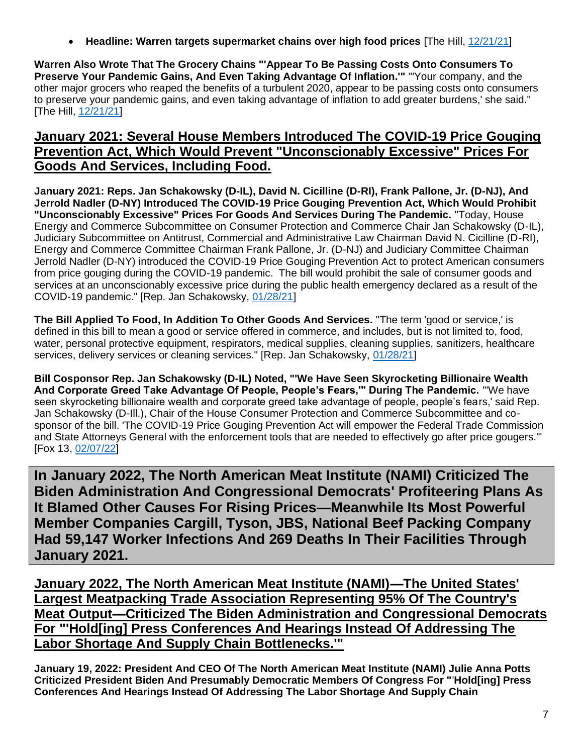- **Headline: Warren targets supermarket chains over high food prices** [The Hill, 12/21/21]

**Warren Also Wrote That The Grocery Chains "'Appear To Be Passing Costs Onto Consumers To Preserve Your Pandemic Gains, And Even Taking Advantage Of Inflation.'"** "'Your company, and the other major grocers who reaped the benefits of a turbulent 2020, appear to be passing costs onto consumers to preserve your pandemic gains, and even taking advantage of inflation to add greater burdens,' she said." [The Hill, 12/21/21]

## January 2021: Several House Members Introduced The COVID-19 Price Gouging Prevention Act, Which Would Prevent "Unconscionably Excessive" Prices For Goods And Services, Including Food.

**January 2021: Reps. Jan Schakowsky (D-IL), David N. Cicilline (D-RI), Frank Pallone, Jr. (D-NJ), And Jerrold Nadler (D-NY) Introduced The COVID-19 Price Gouging Prevention Act, Which Would Prohibit "Unconscionably Excessive" Prices For Goods And Services During The Pandemic.** "Today, House Energy and Commerce Subcommittee on Consumer Protection and Commerce Chair Jan Schakowsky (D-IL), Judiciary Subcommittee on Antitrust, Commercial and Administrative Law Chairman David N. Cicilline (D-RI), Energy and Commerce Committee Chairman Frank Pallone, Jr. (D-NJ) and Judiciary Committee Chairman Jerrold Nadler (D-NY) introduced the COVID-19 Price Gouging Prevention Act to protect American consumers from price gouging during the COVID-19 pandemic. The bill would prohibit the sale of consumer goods and services at an unconscionably excessive price during the public health emergency declared as a result of the COVID-19 pandemic." [Rep. Jan Schakowsky, 01/28/21]

**The Bill Applied To Food, In Addition To Other Goods And Services.** "The term 'good or service,' is defined in this bill to mean a good or service offered in commerce, and includes, but is not limited to, food, water, personal protective equipment, respirators, medical supplies, cleaning supplies, sanitizers, healthcare services, delivery services or cleaning services." [Rep. Jan Schakowsky, 01/28/21]

**Bill Cosponsor Rep. Jan Schakowsky (D-IL) Noted, "'We Have Seen Skyrocketing Billionaire Wealth And Corporate Greed Take Advantage Of People, People's Fears,'" During The Pandemic.** "'We have seen skyrocketing billionaire wealth and corporate greed take advantage of people, people's fears,' said Rep. Jan Schakowsky (D-Ill.), Chair of the House Consumer Protection and Commerce Subcommittee and co-sponsor of the bill. 'The COVID-19 Price Gouging Prevention Act will empower the Federal Trade Commission and State Attorneys General with the enforcement tools that are needed to effectively go after price gougers.'" [Fox 13, 02/07/22]

# In January 2022, The North American Meat Institute (NAMI) Criticized The Biden Administration And Congressional Democrats' Profiteering Plans As It Blamed Other Causes For Rising Prices—Meanwhile Its Most Powerful Member Companies Cargill, Tyson, JBS, National Beef Packing Company Had 59,147 Worker Infections And 269 Deaths In Their Facilities Through January 2021.

## January 2022, The North American Meat Institute (NAMI)—The United States' Largest Meatpacking Trade Association Representing 95% Of The Country's Meat Output—Criticized The Biden Administration and Congressional Democrats For "'Hold[ing] Press Conferences And Hearings Instead Of Addressing The Labor Shortage And Supply Chain Bottlenecks.'"

**January 19, 2022: President And CEO Of The North American Meat Institute (NAMI) Julie Anna Potts Criticized President Biden And Presumably Democratic Members Of Congress For "'Hold[ing] Press Conferences And Hearings Instead Of Addressing The Labor Shortage And Supply Chain**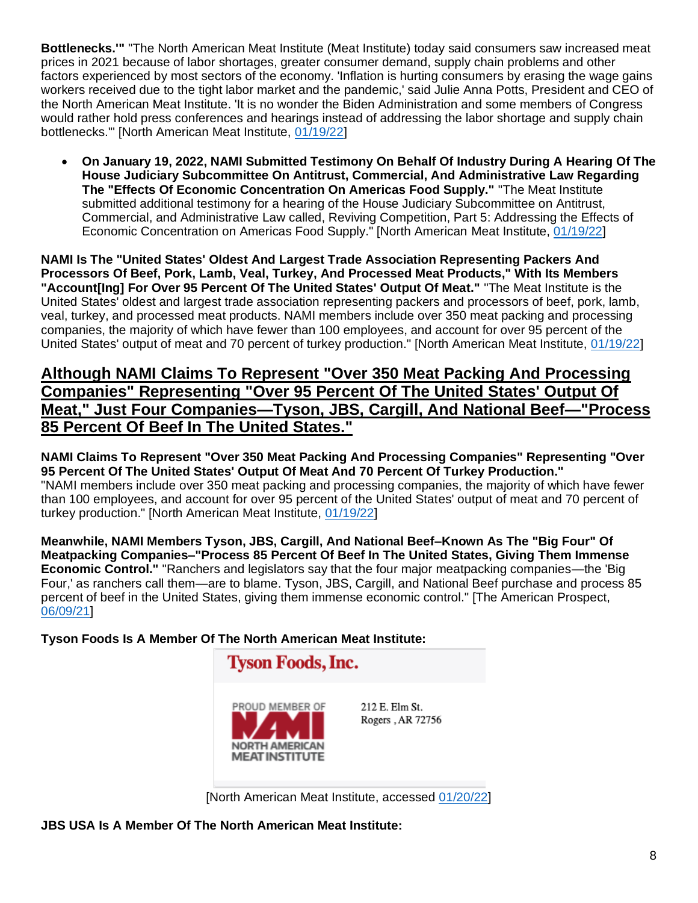**Bottlenecks.'"** "The North American Meat Institute (Meat Institute) today said consumers saw increased meat prices in 2021 because of labor shortages, greater consumer demand, supply chain problems and other factors experienced by most sectors of the economy. 'Inflation is hurting consumers by erasing the wage gains workers received due to the tight labor market and the pandemic,' said Julie Anna Potts, President and CEO of the North American Meat Institute. 'It is no wonder the Biden Administration and some members of Congress would rather hold press conferences and hearings instead of addressing the labor shortage and supply chain bottlenecks.'" [North American Meat Institute, 01/19/22]

- **On January 19, 2022, NAMI Submitted Testimony On Behalf Of Industry During A Hearing Of The House Judiciary Subcommittee On Antitrust, Commercial, And Administrative Law Regarding The "Effects Of Economic Concentration On Americas Food Supply."** "The Meat Institute submitted additional testimony for a hearing of the House Judiciary Subcommittee on Antitrust, Commercial, and Administrative Law called, Reviving Competition, Part 5: Addressing the Effects of Economic Concentration on Americas Food Supply." [North American Meat Institute, 01/19/22]

**NAMI Is The "United States' Oldest And Largest Trade Association Representing Packers And Processors Of Beef, Pork, Lamb, Veal, Turkey, And Processed Meat Products," With Its Members "Account[Ing] For Over 95 Percent Of The United States' Output Of Meat."** "The Meat Institute is the United States' oldest and largest trade association representing packers and processors of beef, pork, lamb, veal, turkey, and processed meat products. NAMI members include over 350 meat packing and processing companies, the majority of which have fewer than 100 employees, and account for over 95 percent of the United States' output of meat and 70 percent of turkey production." [North American Meat Institute, 01/19/22]

## Although NAMI Claims To Represent "Over 350 Meat Packing And Processing Companies" Representing "Over 95 Percent Of The United States' Output Of Meat," Just Four Companies—Tyson, JBS, Cargill, And National Beef—"Process 85 Percent Of Beef In The United States."

**NAMI Claims To Represent "Over 350 Meat Packing And Processing Companies" Representing "Over 95 Percent Of The United States' Output Of Meat And 70 Percent Of Turkey Production."** "NAMI members include over 350 meat packing and processing companies, the majority of which have fewer than 100 employees, and account for over 95 percent of the United States' output of meat and 70 percent of turkey production." [North American Meat Institute, 01/19/22]

**Meanwhile, NAMI Members Tyson, JBS, Cargill, And National Beef–Known As The "Big Four" Of Meatpacking Companies–"Process 85 Percent Of Beef In The United States, Giving Them Immense Economic Control."** "Ranchers and legislators say that the four major meatpacking companies—the 'Big Four,' as ranchers call them—are to blame. Tyson, JBS, Cargill, and National Beef purchase and process 85 percent of beef in the United States, giving them immense economic control." [The American Prospect, 06/09/21]

**Tyson Foods Is A Member Of The North American Meat Institute:**

Tyson Foods, Inc.

PROUD MEMBER OF NAMI NORTH AMERICAN MEAT INSTITUTE

212 E. Elm St.
Rogers , AR 72756

[North American Meat Institute, accessed 01/20/22]

**JBS USA Is A Member Of The North American Meat Institute:**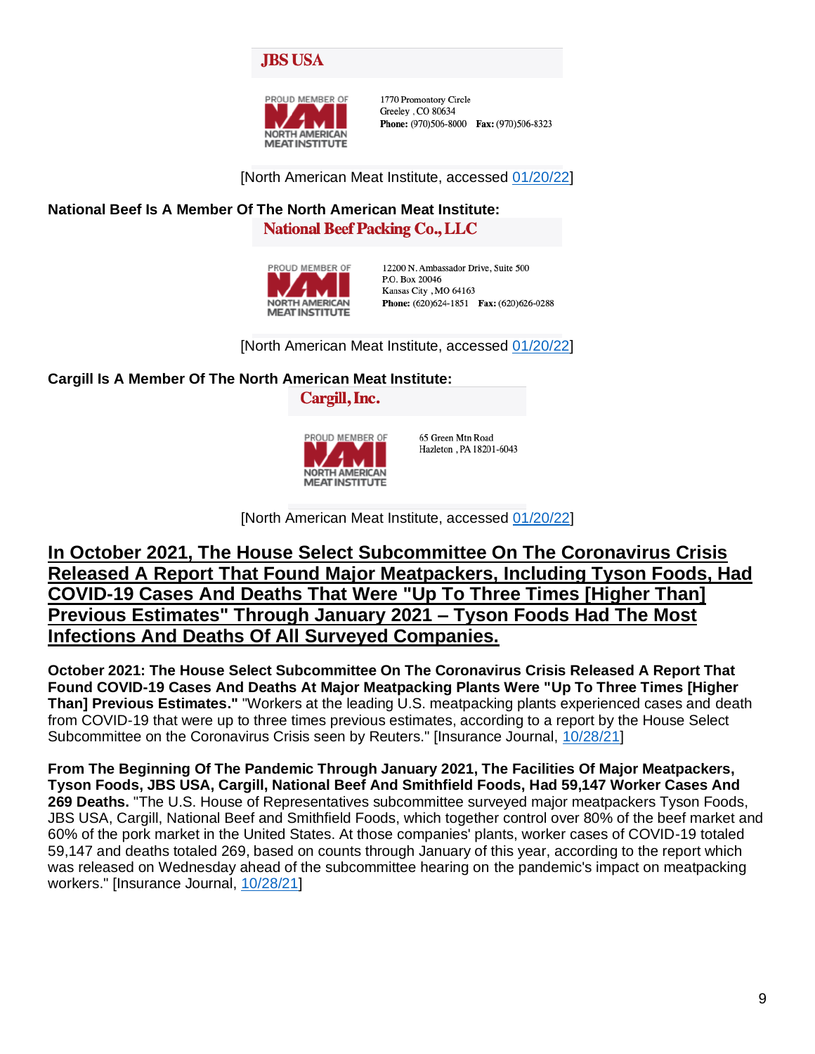**JBS USA**

PROUD MEMBER OF NAMI NORTH AMERICAN MEAT INSTITUTE

1770 Promontory Circle
Greeley , CO 80634
**Phone:** (970)506-8000 **Fax:** (970)506-8323

[North American Meat Institute, accessed 01/20/22]

**National Beef Is A Member Of The North American Meat Institute:**

**National Beef Packing Co., LLC**

PROUD MEMBER OF NAMI NORTH AMERICAN MEAT INSTITUTE

12200 N. Ambassador Drive, Suite 500
P.O. Box 20046
Kansas City , MO 64163
**Phone:** (620)624-1851 **Fax:** (620)626-0288

[North American Meat Institute, accessed 01/20/22]

**Cargill Is A Member Of The North American Meat Institute:**

**Cargill, Inc.**

PROUD MEMBER OF NAMI NORTH AMERICAN MEAT INSTITUTE

65 Green Mtn Road
Hazleton , PA 18201-6043

[North American Meat Institute, accessed 01/20/22]

## In October 2021, The House Select Subcommittee On The Coronavirus Crisis Released A Report That Found Major Meatpackers, Including Tyson Foods, Had COVID-19 Cases And Deaths That Were "Up To Three Times [Higher Than] Previous Estimates" Through January 2021 – Tyson Foods Had The Most Infections And Deaths Of All Surveyed Companies.

**October 2021: The House Select Subcommittee On The Coronavirus Crisis Released A Report That Found COVID-19 Cases And Deaths At Major Meatpacking Plants Were "Up To Three Times [Higher Than] Previous Estimates."** "Workers at the leading U.S. meatpacking plants experienced cases and death from COVID-19 that were up to three times previous estimates, according to a report by the House Select Subcommittee on the Coronavirus Crisis seen by Reuters." [Insurance Journal, 10/28/21]

**From The Beginning Of The Pandemic Through January 2021, The Facilities Of Major Meatpackers, Tyson Foods, JBS USA, Cargill, National Beef And Smithfield Foods, Had 59,147 Worker Cases And 269 Deaths.** "The U.S. House of Representatives subcommittee surveyed major meatpackers Tyson Foods, JBS USA, Cargill, National Beef and Smithfield Foods, which together control over 80% of the beef market and 60% of the pork market in the United States. At those companies' plants, worker cases of COVID-19 totaled 59,147 and deaths totaled 269, based on counts through January of this year, according to the report which was released on Wednesday ahead of the subcommittee hearing on the pandemic's impact on meatpacking workers." [Insurance Journal, 10/28/21]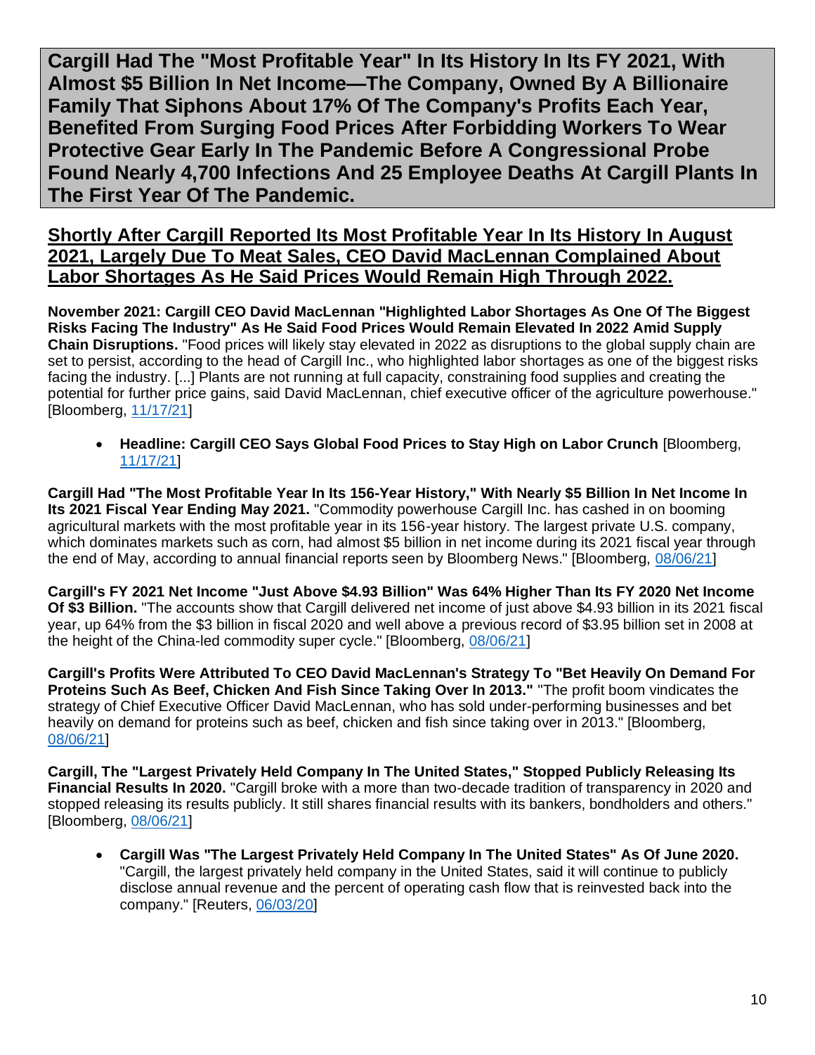# Cargill Had The "Most Profitable Year" In Its History In Its FY 2021, With Almost $5 Billion In Net Income—The Company, Owned By A Billionaire Family That Siphons About 17% Of The Company's Profits Each Year, Benefited From Surging Food Prices After Forbidding Workers To Wear Protective Gear Early In The Pandemic Before A Congressional Probe Found Nearly 4,700 Infections And 25 Employee Deaths At Cargill Plants In The First Year Of The Pandemic.

## Shortly After Cargill Reported Its Most Profitable Year In Its History In August 2021, Largely Due To Meat Sales, CEO David MacLennan Complained About Labor Shortages As He Said Prices Would Remain High Through 2022.

**November 2021: Cargill CEO David MacLennan "Highlighted Labor Shortages As One Of The Biggest Risks Facing The Industry" As He Said Food Prices Would Remain Elevated In 2022 Amid Supply Chain Disruptions.** "Food prices will likely stay elevated in 2022 as disruptions to the global supply chain are set to persist, according to the head of Cargill Inc., who highlighted labor shortages as one of the biggest risks facing the industry. [...] Plants are not running at full capacity, constraining food supplies and creating the potential for further price gains, said David MacLennan, chief executive officer of the agriculture powerhouse." [Bloomberg, 11/17/21]

- **Headline: Cargill CEO Says Global Food Prices to Stay High on Labor Crunch** [Bloomberg, 11/17/21]

**Cargill Had "The Most Profitable Year In Its 156-Year History," With Nearly $5 Billion In Net Income In Its 2021 Fiscal Year Ending May 2021.** "Commodity powerhouse Cargill Inc. has cashed in on booming agricultural markets with the most profitable year in its 156-year history. The largest private U.S. company, which dominates markets such as corn, had almost $5 billion in net income during its 2021 fiscal year through the end of May, according to annual financial reports seen by Bloomberg News." [Bloomberg, 08/06/21]

**Cargill's FY 2021 Net Income "Just Above $4.93 Billion" Was 64% Higher Than Its FY 2020 Net Income Of $3 Billion.** "The accounts show that Cargill delivered net income of just above $4.93 billion in its 2021 fiscal year, up 64% from the $3 billion in fiscal 2020 and well above a previous record of $3.95 billion set in 2008 at the height of the China-led commodity super cycle." [Bloomberg, 08/06/21]

**Cargill's Profits Were Attributed To CEO David MacLennan's Strategy To "Bet Heavily On Demand For Proteins Such As Beef, Chicken And Fish Since Taking Over In 2013."** "The profit boom vindicates the strategy of Chief Executive Officer David MacLennan, who has sold under-performing businesses and bet heavily on demand for proteins such as beef, chicken and fish since taking over in 2013." [Bloomberg, 08/06/21]

**Cargill, The "Largest Privately Held Company In The United States," Stopped Publicly Releasing Its Financial Results In 2020.** "Cargill broke with a more than two-decade tradition of transparency in 2020 and stopped releasing its results publicly. It still shares financial results with its bankers, bondholders and others." [Bloomberg, 08/06/21]

- **Cargill Was "The Largest Privately Held Company In The United States" As Of June 2020.** "Cargill, the largest privately held company in the United States, said it will continue to publicly disclose annual revenue and the percent of operating cash flow that is reinvested back into the company." [Reuters, 06/03/20]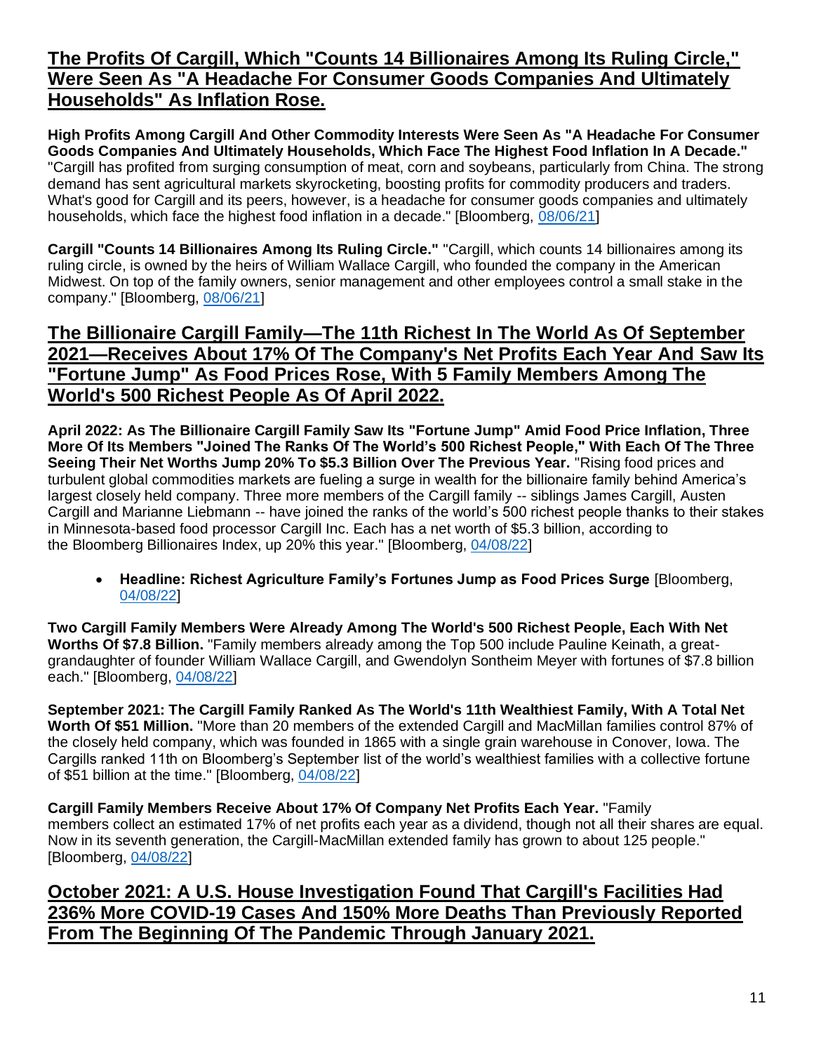## The Profits Of Cargill, Which "Counts 14 Billionaires Among Its Ruling Circle," Were Seen As "A Headache For Consumer Goods Companies And Ultimately Households" As Inflation Rose.

**High Profits Among Cargill And Other Commodity Interests Were Seen As "A Headache For Consumer Goods Companies And Ultimately Households, Which Face The Highest Food Inflation In A Decade."** "Cargill has profited from surging consumption of meat, corn and soybeans, particularly from China. The strong demand has sent agricultural markets skyrocketing, boosting profits for commodity producers and traders. What's good for Cargill and its peers, however, is a headache for consumer goods companies and ultimately households, which face the highest food inflation in a decade." [Bloomberg, 08/06/21]

**Cargill "Counts 14 Billionaires Among Its Ruling Circle."** "Cargill, which counts 14 billionaires among its ruling circle, is owned by the heirs of William Wallace Cargill, who founded the company in the American Midwest. On top of the family owners, senior management and other employees control a small stake in the company." [Bloomberg, 08/06/21]

## The Billionaire Cargill Family—The 11th Richest In The World As Of September 2021—Receives About 17% Of The Company's Net Profits Each Year And Saw Its "Fortune Jump" As Food Prices Rose, With 5 Family Members Among The World's 500 Richest People As Of April 2022.

**April 2022: As The Billionaire Cargill Family Saw Its "Fortune Jump" Amid Food Price Inflation, Three More Of Its Members "Joined The Ranks Of The World's 500 Richest People," With Each Of The Three Seeing Their Net Worths Jump 20% To $5.3 Billion Over The Previous Year.** "Rising food prices and turbulent global commodities markets are fueling a surge in wealth for the billionaire family behind America's largest closely held company. Three more members of the Cargill family -- siblings James Cargill, Austen Cargill and Marianne Liebmann -- have joined the ranks of the world's 500 richest people thanks to their stakes in Minnesota-based food processor Cargill Inc. Each has a net worth of $5.3 billion, according to the Bloomberg Billionaires Index, up 20% this year." [Bloomberg, 04/08/22]

- **Headline: Richest Agriculture Family's Fortunes Jump as Food Prices Surge** [Bloomberg, 04/08/22]

**Two Cargill Family Members Were Already Among The World's 500 Richest People, Each With Net Worths Of $7.8 Billion.** "Family members already among the Top 500 include Pauline Keinath, a great-grandaughter of founder William Wallace Cargill, and Gwendolyn Sontheim Meyer with fortunes of $7.8 billion each." [Bloomberg, 04/08/22]

**September 2021: The Cargill Family Ranked As The World's 11th Wealthiest Family, With A Total Net Worth Of $51 Million.** "More than 20 members of the extended Cargill and MacMillan families control 87% of the closely held company, which was founded in 1865 with a single grain warehouse in Conover, Iowa. The Cargills ranked 11th on Bloomberg's September list of the world's wealthiest families with a collective fortune of $51 billion at the time." [Bloomberg, 04/08/22]

**Cargill Family Members Receive About 17% Of Company Net Profits Each Year.** "Family members collect an estimated 17% of net profits each year as a dividend, though not all their shares are equal. Now in its seventh generation, the Cargill-MacMillan extended family has grown to about 125 people." [Bloomberg, 04/08/22]

## October 2021: A U.S. House Investigation Found That Cargill's Facilities Had 236% More COVID-19 Cases And 150% More Deaths Than Previously Reported From The Beginning Of The Pandemic Through January 2021.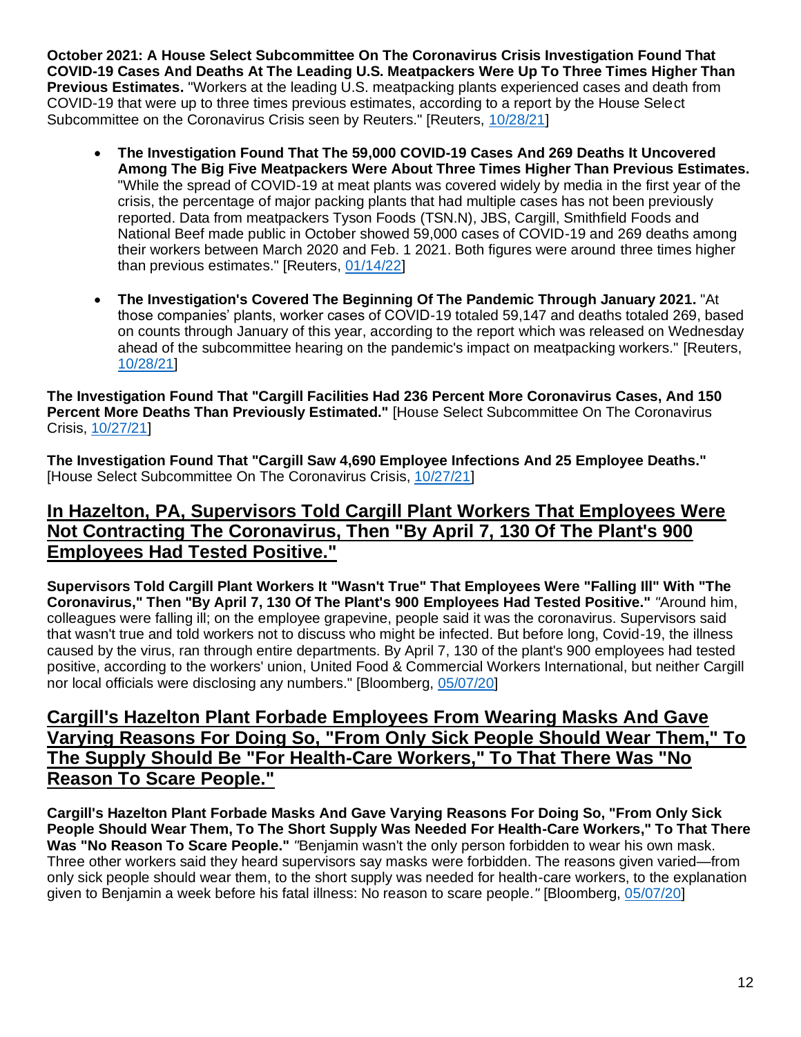**October 2021: A House Select Subcommittee On The Coronavirus Crisis Investigation Found That COVID-19 Cases And Deaths At The Leading U.S. Meatpackers Were Up To Three Times Higher Than Previous Estimates.** "Workers at the leading U.S. meatpacking plants experienced cases and death from COVID-19 that were up to three times previous estimates, according to a report by the House Select Subcommittee on the Coronavirus Crisis seen by Reuters." [Reuters, 10/28/21]

- **The Investigation Found That The 59,000 COVID-19 Cases And 269 Deaths It Uncovered Among The Big Five Meatpackers Were About Three Times Higher Than Previous Estimates.** "While the spread of COVID-19 at meat plants was covered widely by media in the first year of the crisis, the percentage of major packing plants that had multiple cases has not been previously reported. Data from meatpackers Tyson Foods (TSN.N), JBS, Cargill, Smithfield Foods and National Beef made public in October showed 59,000 cases of COVID-19 and 269 deaths among their workers between March 2020 and Feb. 1 2021. Both figures were around three times higher than previous estimates." [Reuters, 01/14/22]

- **The Investigation's Covered The Beginning Of The Pandemic Through January 2021.** "At those companies' plants, worker cases of COVID-19 totaled 59,147 and deaths totaled 269, based on counts through January of this year, according to the report which was released on Wednesday ahead of the subcommittee hearing on the pandemic's impact on meatpacking workers." [Reuters, 10/28/21]

**The Investigation Found That "Cargill Facilities Had 236 Percent More Coronavirus Cases, And 150 Percent More Deaths Than Previously Estimated."** [House Select Subcommittee On The Coronavirus Crisis, 10/27/21]

**The Investigation Found That "Cargill Saw 4,690 Employee Infections And 25 Employee Deaths."** [House Select Subcommittee On The Coronavirus Crisis, 10/27/21]

## In Hazelton, PA, Supervisors Told Cargill Plant Workers That Employees Were Not Contracting The Coronavirus, Then "By April 7, 130 Of The Plant's 900 Employees Had Tested Positive."

**Supervisors Told Cargill Plant Workers It "Wasn't True" That Employees Were "Falling Ill" With "The Coronavirus," Then "By April 7, 130 Of The Plant's 900 Employees Had Tested Positive."** *"*Around him, colleagues were falling ill; on the employee grapevine, people said it was the coronavirus. Supervisors said that wasn't true and told workers not to discuss who might be infected. But before long, Covid-19, the illness caused by the virus, ran through entire departments. By April 7, 130 of the plant's 900 employees had tested positive, according to the workers' union, United Food & Commercial Workers International, but neither Cargill nor local officials were disclosing any numbers." [Bloomberg, 05/07/20]

## Cargill's Hazelton Plant Forbade Employees From Wearing Masks And Gave Varying Reasons For Doing So, "From Only Sick People Should Wear Them," To The Supply Should Be "For Health-Care Workers," To That There Was "No Reason To Scare People."

**Cargill's Hazelton Plant Forbade Masks And Gave Varying Reasons For Doing So, "From Only Sick People Should Wear Them, To The Short Supply Was Needed For Health-Care Workers," To That There Was "No Reason To Scare People."** *"*Benjamin wasn't the only person forbidden to wear his own mask. Three other workers said they heard supervisors say masks were forbidden. The reasons given varied—from only sick people should wear them, to the short supply was needed for health-care workers, to the explanation given to Benjamin a week before his fatal illness: No reason to scare people.*"* [Bloomberg, 05/07/20]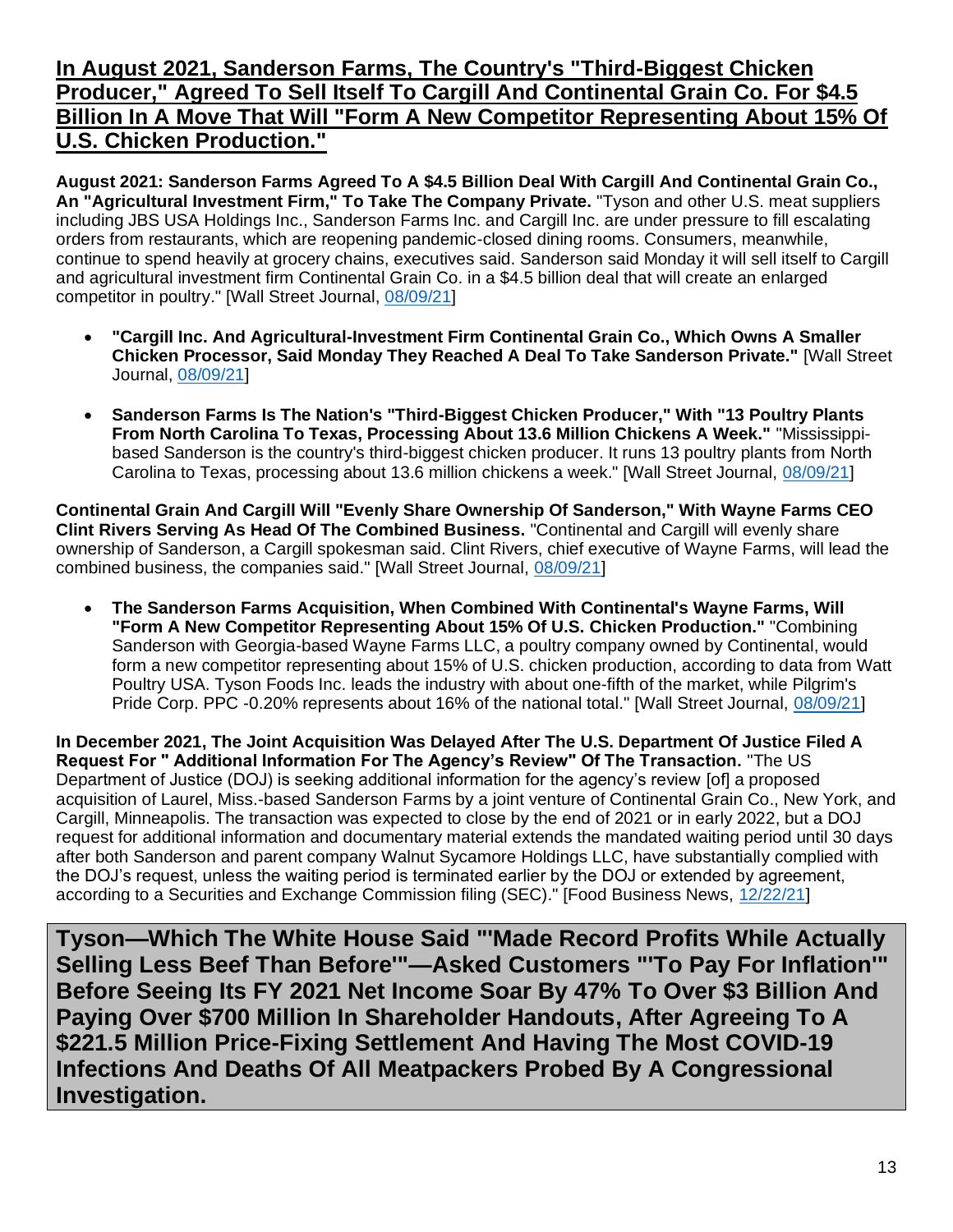## In August 2021, Sanderson Farms, The Country's "Third-Biggest Chicken Producer," Agreed To Sell Itself To Cargill And Continental Grain Co. For $4.5 Billion In A Move That Will "Form A New Competitor Representing About 15% Of U.S. Chicken Production."

**August 2021: Sanderson Farms Agreed To A $4.5 Billion Deal With Cargill And Continental Grain Co., An "Agricultural Investment Firm," To Take The Company Private.** "Tyson and other U.S. meat suppliers including JBS USA Holdings Inc., Sanderson Farms Inc. and Cargill Inc. are under pressure to fill escalating orders from restaurants, which are reopening pandemic-closed dining rooms. Consumers, meanwhile, continue to spend heavily at grocery chains, executives said. Sanderson said Monday it will sell itself to Cargill and agricultural investment firm Continental Grain Co. in a $4.5 billion deal that will create an enlarged competitor in poultry." [Wall Street Journal, 08/09/21]

- **"Cargill Inc. And Agricultural-Investment Firm Continental Grain Co., Which Owns A Smaller Chicken Processor, Said Monday They Reached A Deal To Take Sanderson Private."** [Wall Street Journal, 08/09/21]
- **Sanderson Farms Is The Nation's "Third-Biggest Chicken Producer," With "13 Poultry Plants From North Carolina To Texas, Processing About 13.6 Million Chickens A Week."** "Mississippi-based Sanderson is the country's third-biggest chicken producer. It runs 13 poultry plants from North Carolina to Texas, processing about 13.6 million chickens a week." [Wall Street Journal, 08/09/21]

**Continental Grain And Cargill Will "Evenly Share Ownership Of Sanderson," With Wayne Farms CEO Clint Rivers Serving As Head Of The Combined Business.** "Continental and Cargill will evenly share ownership of Sanderson, a Cargill spokesman said. Clint Rivers, chief executive of Wayne Farms, will lead the combined business, the companies said." [Wall Street Journal, 08/09/21]

- **The Sanderson Farms Acquisition, When Combined With Continental's Wayne Farms, Will "Form A New Competitor Representing About 15% Of U.S. Chicken Production."** "Combining Sanderson with Georgia-based Wayne Farms LLC, a poultry company owned by Continental, would form a new competitor representing about 15% of U.S. chicken production, according to data from Watt Poultry USA. Tyson Foods Inc. leads the industry with about one-fifth of the market, while Pilgrim's Pride Corp. PPC -0.20% represents about 16% of the national total." [Wall Street Journal, 08/09/21]

**In December 2021, The Joint Acquisition Was Delayed After The U.S. Department Of Justice Filed A Request For " Additional Information For The Agency's Review" Of The Transaction.** "The US Department of Justice (DOJ) is seeking additional information for the agency's review [of] a proposed acquisition of Laurel, Miss.-based Sanderson Farms by a joint venture of Continental Grain Co., New York, and Cargill, Minneapolis. The transaction was expected to close by the end of 2021 or in early 2022, but a DOJ request for additional information and documentary material extends the mandated waiting period until 30 days after both Sanderson and parent company Walnut Sycamore Holdings LLC, have substantially complied with the DOJ's request, unless the waiting period is terminated earlier by the DOJ or extended by agreement, according to a Securities and Exchange Commission filing (SEC)." [Food Business News, 12/22/21]

# Tyson—Which The White House Said "'Made Record Profits While Actually Selling Less Beef Than Before'"—Asked Customers "'To Pay For Inflation'" Before Seeing Its FY 2021 Net Income Soar By 47% To Over $3 Billion And Paying Over $700 Million In Shareholder Handouts, After Agreeing To A $221.5 Million Price-Fixing Settlement And Having The Most COVID-19 Infections And Deaths Of All Meatpackers Probed By A Congressional Investigation.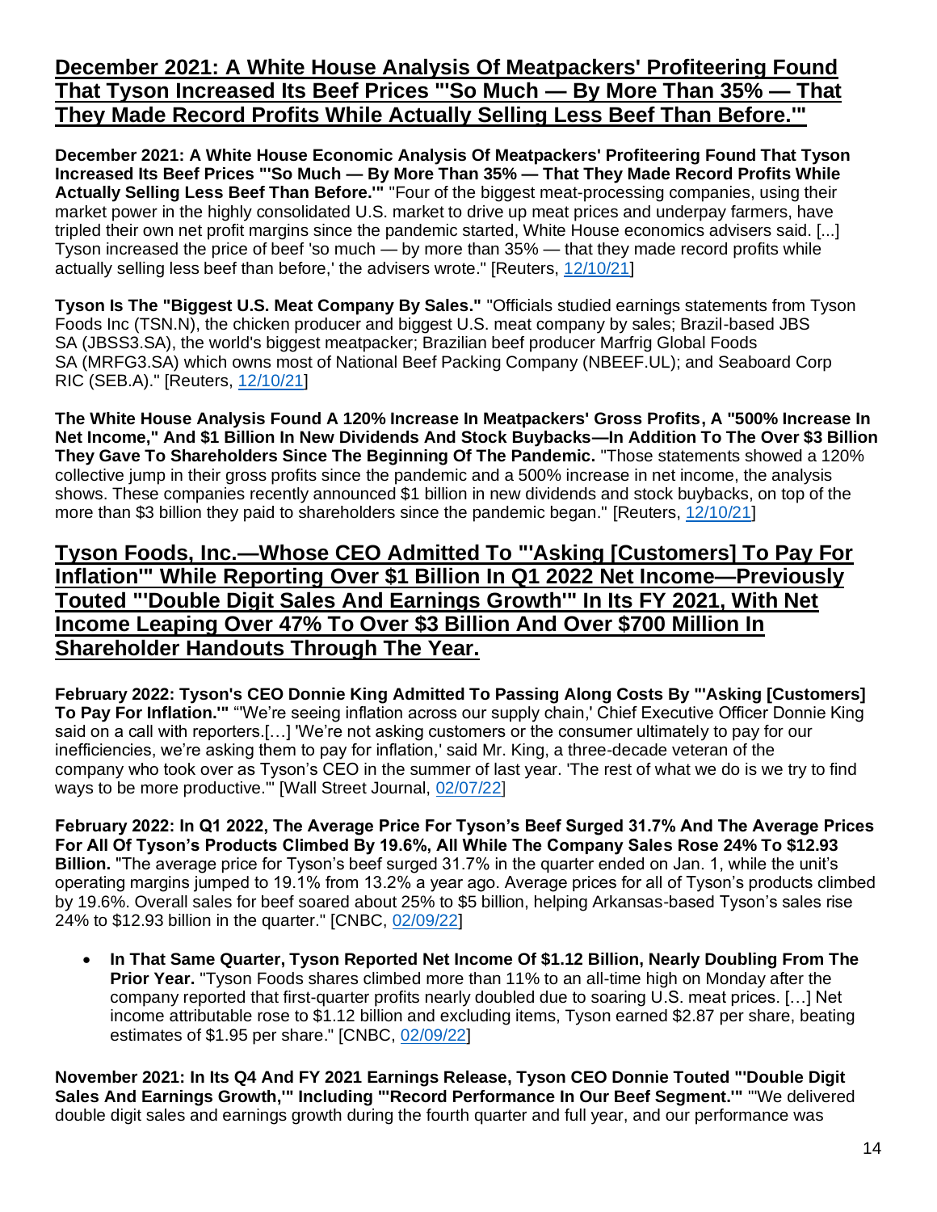## December 2021: A White House Analysis Of Meatpackers' Profiteering Found That Tyson Increased Its Beef Prices "'So Much — By More Than 35% — That They Made Record Profits While Actually Selling Less Beef Than Before.'"

**December 2021: A White House Economic Analysis Of Meatpackers' Profiteering Found That Tyson Increased Its Beef Prices "'So Much — By More Than 35% — That They Made Record Profits While Actually Selling Less Beef Than Before.'"** "Four of the biggest meat-processing companies, using their market power in the highly consolidated U.S. market to drive up meat prices and underpay farmers, have tripled their own net profit margins since the pandemic started, White House economics advisers said. [...] Tyson increased the price of beef 'so much — by more than 35% — that they made record profits while actually selling less beef than before,' the advisers wrote." [Reuters, 12/10/21]

**Tyson Is The "Biggest U.S. Meat Company By Sales."** "Officials studied earnings statements from Tyson Foods Inc (TSN.N), the chicken producer and biggest U.S. meat company by sales; Brazil-based JBS SA (JBSS3.SA), the world's biggest meatpacker; Brazilian beef producer Marfrig Global Foods SA (MRFG3.SA) which owns most of National Beef Packing Company (NBEEF.UL); and Seaboard Corp RIC (SEB.A)." [Reuters, 12/10/21]

**The White House Analysis Found A 120% Increase In Meatpackers' Gross Profits, A "500% Increase In Net Income," And $1 Billion In New Dividends And Stock Buybacks—In Addition To The Over $3 Billion They Gave To Shareholders Since The Beginning Of The Pandemic.** "Those statements showed a 120% collective jump in their gross profits since the pandemic and a 500% increase in net income, the analysis shows. These companies recently announced $1 billion in new dividends and stock buybacks, on top of the more than $3 billion they paid to shareholders since the pandemic began." [Reuters, 12/10/21]

## Tyson Foods, Inc.—Whose CEO Admitted To "'Asking [Customers] To Pay For Inflation'" While Reporting Over $1 Billion In Q1 2022 Net Income—Previously Touted "'Double Digit Sales And Earnings Growth'" In Its FY 2021, With Net Income Leaping Over 47% To Over $3 Billion And Over $700 Million In Shareholder Handouts Through The Year.

**February 2022: Tyson's CEO Donnie King Admitted To Passing Along Costs By "'Asking [Customers] To Pay For Inflation.'"** "'We're seeing inflation across our supply chain,' Chief Executive Officer Donnie King said on a call with reporters.[…] 'We're not asking customers or the consumer ultimately to pay for our inefficiencies, we're asking them to pay for inflation,' said Mr. King, a three-decade veteran of the company who took over as Tyson's CEO in the summer of last year. 'The rest of what we do is we try to find ways to be more productive.'" [Wall Street Journal, 02/07/22]

**February 2022: In Q1 2022, The Average Price For Tyson's Beef Surged 31.7% And The Average Prices For All Of Tyson's Products Climbed By 19.6%, All While The Company Sales Rose 24% To $12.93 Billion.** "The average price for Tyson's beef surged 31.7% in the quarter ended on Jan. 1, while the unit's operating margins jumped to 19.1% from 13.2% a year ago. Average prices for all of Tyson's products climbed by 19.6%. Overall sales for beef soared about 25% to $5 billion, helping Arkansas-based Tyson's sales rise 24% to $12.93 billion in the quarter." [CNBC, 02/09/22]

- **In That Same Quarter, Tyson Reported Net Income Of $1.12 Billion, Nearly Doubling From The Prior Year.** "Tyson Foods shares climbed more than 11% to an all-time high on Monday after the company reported that first-quarter profits nearly doubled due to soaring U.S. meat prices. […] Net income attributable rose to $1.12 billion and excluding items, Tyson earned $2.87 per share, beating estimates of $1.95 per share." [CNBC, 02/09/22]

**November 2021: In Its Q4 And FY 2021 Earnings Release, Tyson CEO Donnie Touted "'Double Digit Sales And Earnings Growth,'" Including "'Record Performance In Our Beef Segment.'"** "'We delivered double digit sales and earnings growth during the fourth quarter and full year, and our performance was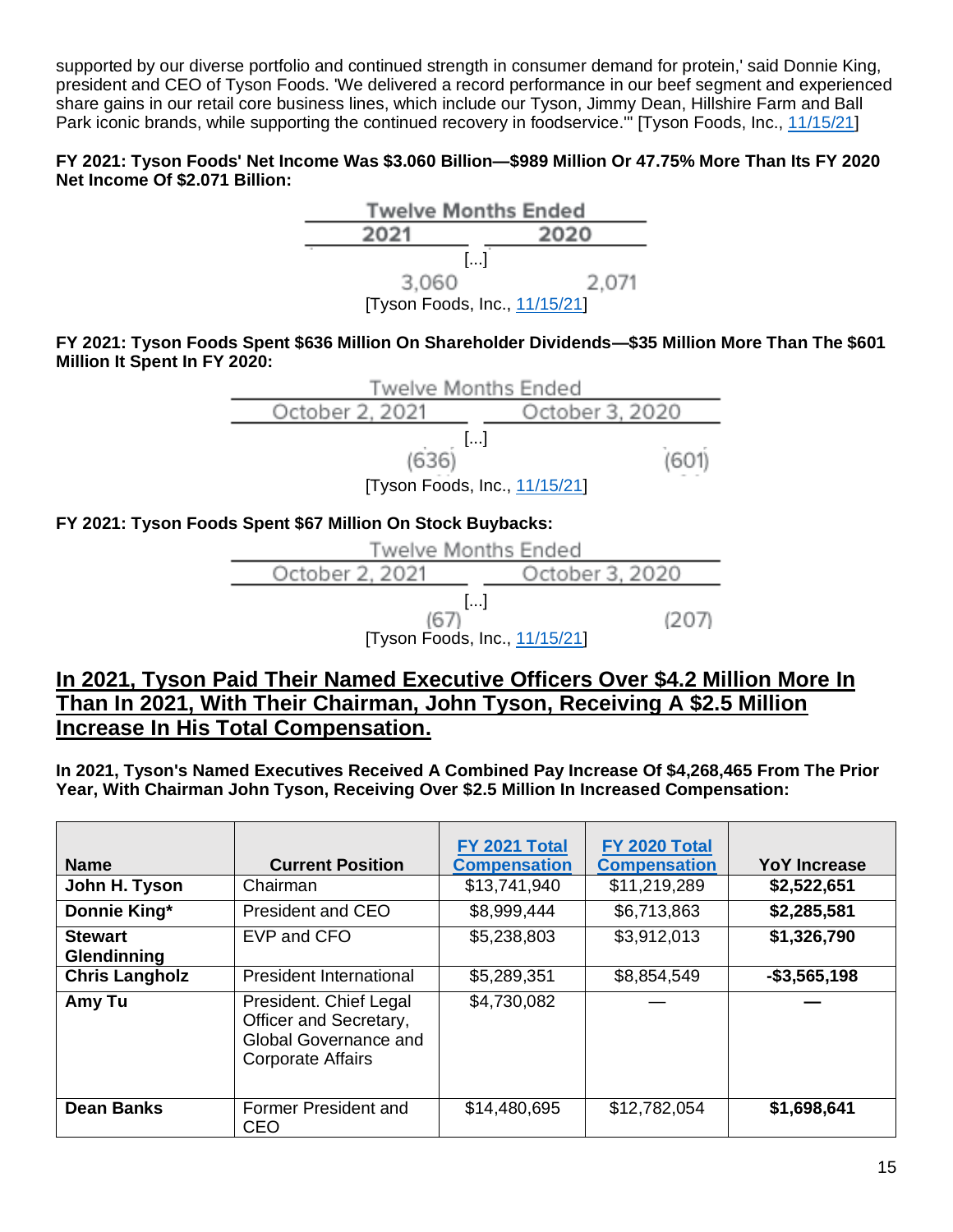supported by our diverse portfolio and continued strength in consumer demand for protein,' said Donnie King, president and CEO of Tyson Foods. 'We delivered a record performance in our beef segment and experienced share gains in our retail core business lines, which include our Tyson, Jimmy Dean, Hillshire Farm and Ball Park iconic brands, while supporting the continued recovery in foodservice.'" [Tyson Foods, Inc., 11/15/21]

**FY 2021: Tyson Foods' Net Income Was $3.060 Billion—$989 Million Or 47.75% More Than Its FY 2020 Net Income Of $2.071 Billion:**

| Twelve Months Ended | |
|---|---|
| 2021 | 2020 |
| [...] | |
| 3,060 | 2,071 |

[Tyson Foods, Inc., 11/15/21]

**FY 2021: Tyson Foods Spent $636 Million On Shareholder Dividends—$35 Million More Than The $601 Million It Spent In FY 2020:**

| Twelve Months Ended | |
|---|---|
| October 2, 2021 | October 3, 2020 |
| [...] | |
| (636) | (601) |

[Tyson Foods, Inc., 11/15/21]

**FY 2021: Tyson Foods Spent $67 Million On Stock Buybacks:**

| Twelve Months Ended | |
|---|---|
| October 2, 2021 | October 3, 2020 |
| [...] | |
| (67) | (207) |

[Tyson Foods, Inc., 11/15/21]

## In 2021, Tyson Paid Their Named Executive Officers Over $4.2 Million More In Than In 2021, With Their Chairman, John Tyson, Receiving A $2.5 Million Increase In His Total Compensation.

**In 2021, Tyson's Named Executives Received A Combined Pay Increase Of $4,268,465 From The Prior Year, With Chairman John Tyson, Receiving Over $2.5 Million In Increased Compensation:**

| Name | Current Position | FY 2021 Total Compensation | FY 2020 Total Compensation | YoY Increase |
|---|---|---|---|---|
| **John H. Tyson** | Chairman | $13,741,940 | $11,219,289 | **$2,522,651** |
| **Donnie King*** | President and CEO | $8,999,444 | $6,713,863 | **$2,285,581** |
| **Stewart Glendinning** | EVP and CFO | $5,238,803 | $3,912,013 | **$1,326,790** |
| **Chris Langholz** | President International | $5,289,351 | $8,854,549 | **-$3,565,198** |
| **Amy Tu** | President. Chief Legal Officer and Secretary, Global Governance and Corporate Affairs | $4,730,082 | — | **—** |
| **Dean Banks** | Former President and CEO | $14,480,695 | $12,782,054 | **$1,698,641** |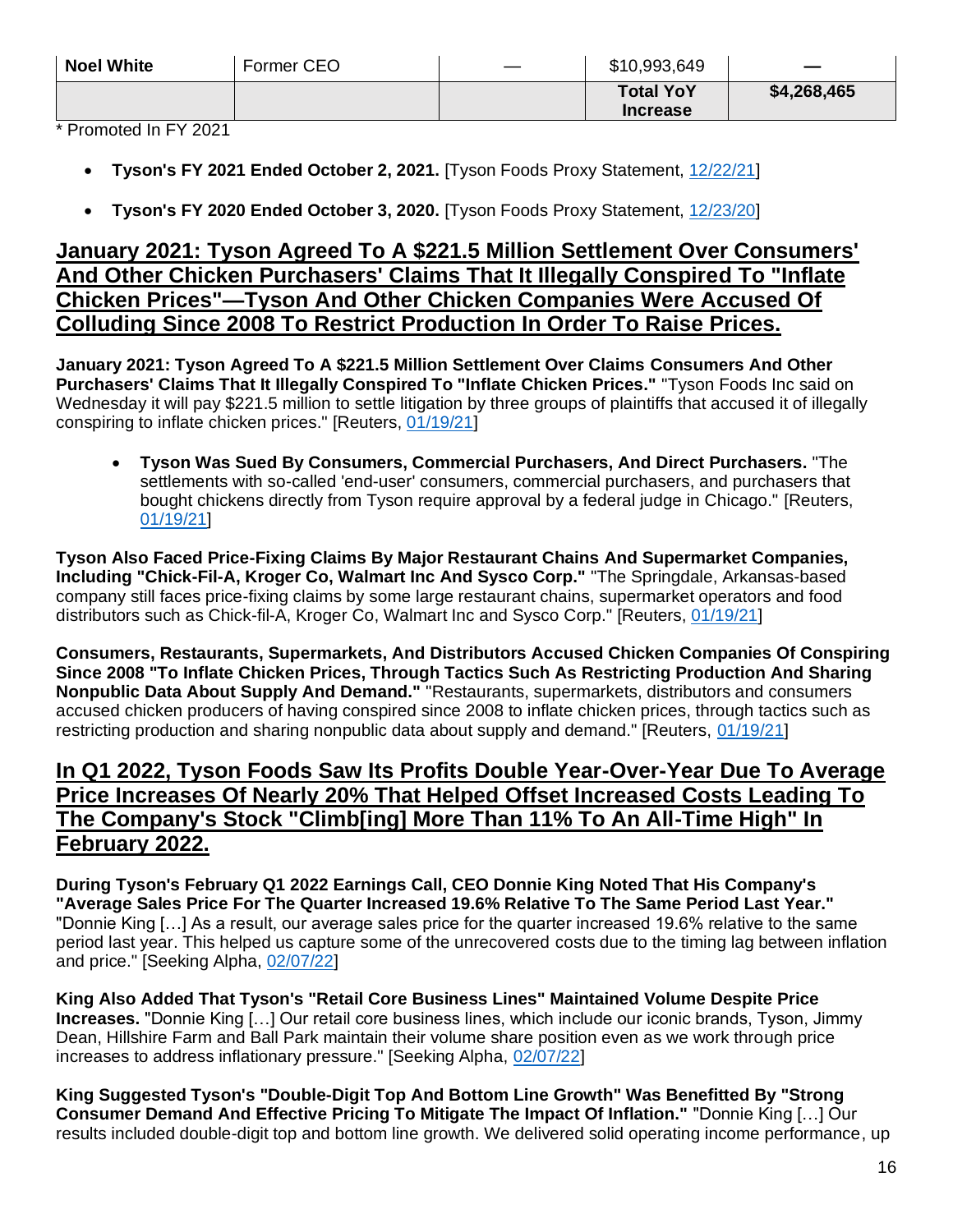| Noel White | Former CEO | — | $10,993,649 | — |
|---|---|---|---|---|
| | | | **Total YoY Increase** | **$4,268,465** |

\* Promoted In FY 2021

- **Tyson's FY 2021 Ended October 2, 2021.** [Tyson Foods Proxy Statement, 12/22/21]
- **Tyson's FY 2020 Ended October 3, 2020.** [Tyson Foods Proxy Statement, 12/23/20]

## January 2021: Tyson Agreed To A $221.5 Million Settlement Over Consumers' And Other Chicken Purchasers' Claims That It Illegally Conspired To "Inflate Chicken Prices"—Tyson And Other Chicken Companies Were Accused Of Colluding Since 2008 To Restrict Production In Order To Raise Prices.

**January 2021: Tyson Agreed To A $221.5 Million Settlement Over Claims Consumers And Other Purchasers' Claims That It Illegally Conspired To "Inflate Chicken Prices."** "Tyson Foods Inc said on Wednesday it will pay $221.5 million to settle litigation by three groups of plaintiffs that accused it of illegally conspiring to inflate chicken prices." [Reuters, 01/19/21]

- **Tyson Was Sued By Consumers, Commercial Purchasers, And Direct Purchasers.** "The settlements with so-called 'end-user' consumers, commercial purchasers, and purchasers that bought chickens directly from Tyson require approval by a federal judge in Chicago." [Reuters, 01/19/21]

**Tyson Also Faced Price-Fixing Claims By Major Restaurant Chains And Supermarket Companies, Including "Chick-Fil-A, Kroger Co, Walmart Inc And Sysco Corp."** "The Springdale, Arkansas-based company still faces price-fixing claims by some large restaurant chains, supermarket operators and food distributors such as Chick-fil-A, Kroger Co, Walmart Inc and Sysco Corp." [Reuters, 01/19/21]

**Consumers, Restaurants, Supermarkets, And Distributors Accused Chicken Companies Of Conspiring Since 2008 "To Inflate Chicken Prices, Through Tactics Such As Restricting Production And Sharing Nonpublic Data About Supply And Demand."** "Restaurants, supermarkets, distributors and consumers accused chicken producers of having conspired since 2008 to inflate chicken prices, through tactics such as restricting production and sharing nonpublic data about supply and demand." [Reuters, 01/19/21]

## In Q1 2022, Tyson Foods Saw Its Profits Double Year-Over-Year Due To Average Price Increases Of Nearly 20% That Helped Offset Increased Costs Leading To The Company's Stock "Climb[ing] More Than 11% To An All-Time High" In February 2022.

**During Tyson's February Q1 2022 Earnings Call, CEO Donnie King Noted That His Company's "Average Sales Price For The Quarter Increased 19.6% Relative To The Same Period Last Year."** "Donnie King […] As a result, our average sales price for the quarter increased 19.6% relative to the same period last year. This helped us capture some of the unrecovered costs due to the timing lag between inflation and price." [Seeking Alpha, 02/07/22]

**King Also Added That Tyson's "Retail Core Business Lines" Maintained Volume Despite Price Increases.** "Donnie King […] Our retail core business lines, which include our iconic brands, Tyson, Jimmy Dean, Hillshire Farm and Ball Park maintain their volume share position even as we work through price increases to address inflationary pressure." [Seeking Alpha, 02/07/22]

**King Suggested Tyson's "Double-Digit Top And Bottom Line Growth" Was Benefitted By "Strong Consumer Demand And Effective Pricing To Mitigate The Impact Of Inflation."** "Donnie King […] Our results included double-digit top and bottom line growth. We delivered solid operating income performance, up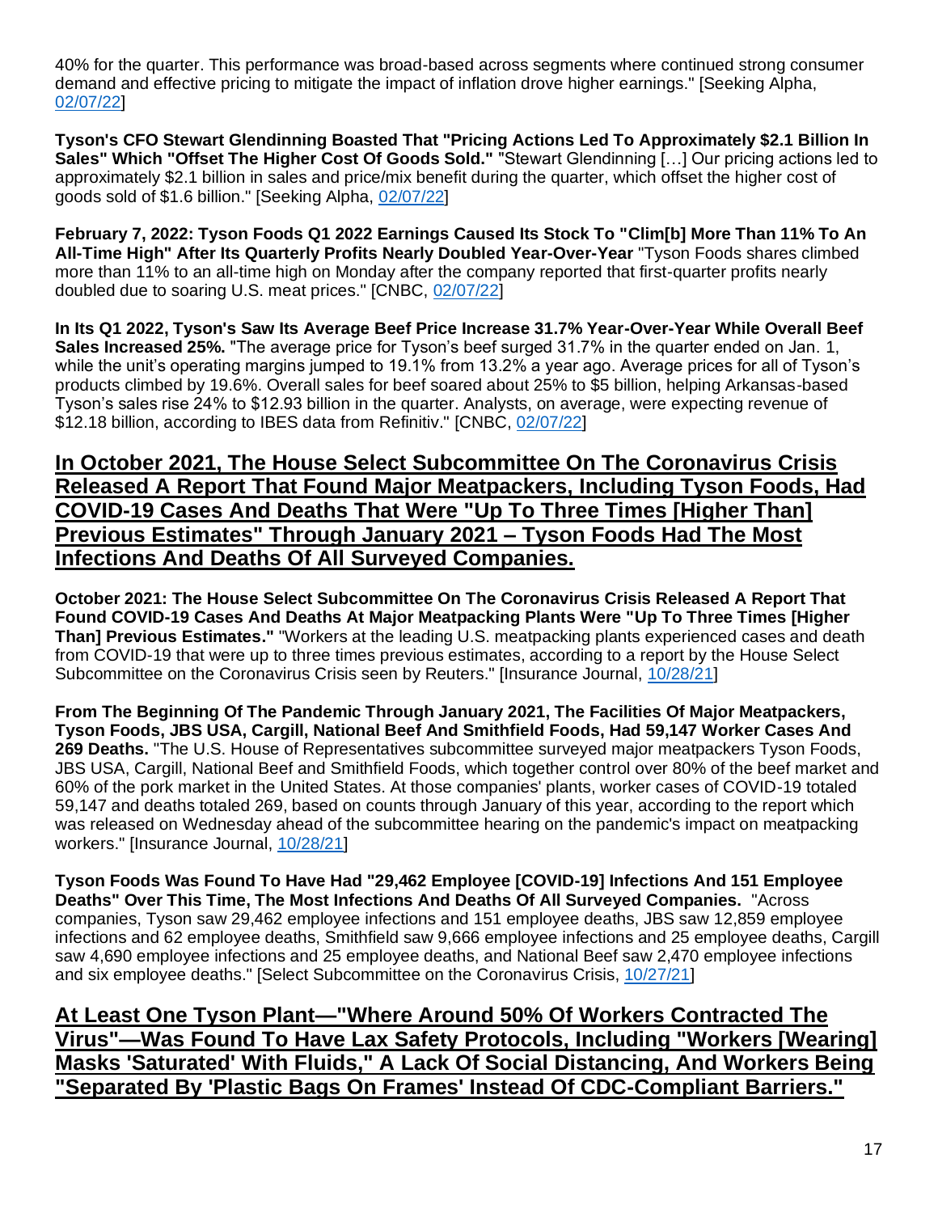40% for the quarter. This performance was broad-based across segments where continued strong consumer demand and effective pricing to mitigate the impact of inflation drove higher earnings." [Seeking Alpha, 02/07/22]

**Tyson's CFO Stewart Glendinning Boasted That "Pricing Actions Led To Approximately $2.1 Billion In Sales" Which "Offset The Higher Cost Of Goods Sold."** "Stewart Glendinning […] Our pricing actions led to approximately $2.1 billion in sales and price/mix benefit during the quarter, which offset the higher cost of goods sold of $1.6 billion." [Seeking Alpha, 02/07/22]

**February 7, 2022: Tyson Foods Q1 2022 Earnings Caused Its Stock To "Clim[b] More Than 11% To An All-Time High" After Its Quarterly Profits Nearly Doubled Year-Over-Year** "Tyson Foods shares climbed more than 11% to an all-time high on Monday after the company reported that first-quarter profits nearly doubled due to soaring U.S. meat prices." [CNBC, 02/07/22]

**In Its Q1 2022, Tyson's Saw Its Average Beef Price Increase 31.7% Year-Over-Year While Overall Beef Sales Increased 25%.** "The average price for Tyson's beef surged 31.7% in the quarter ended on Jan. 1, while the unit's operating margins jumped to 19.1% from 13.2% a year ago. Average prices for all of Tyson's products climbed by 19.6%. Overall sales for beef soared about 25% to $5 billion, helping Arkansas-based Tyson's sales rise 24% to $12.93 billion in the quarter. Analysts, on average, were expecting revenue of $12.18 billion, according to IBES data from Refinitiv." [CNBC, 02/07/22]

## In October 2021, The House Select Subcommittee On The Coronavirus Crisis Released A Report That Found Major Meatpackers, Including Tyson Foods, Had COVID-19 Cases And Deaths That Were "Up To Three Times [Higher Than] Previous Estimates" Through January 2021 – Tyson Foods Had The Most Infections And Deaths Of All Surveyed Companies.

**October 2021: The House Select Subcommittee On The Coronavirus Crisis Released A Report That Found COVID-19 Cases And Deaths At Major Meatpacking Plants Were "Up To Three Times [Higher Than] Previous Estimates."** "Workers at the leading U.S. meatpacking plants experienced cases and death from COVID-19 that were up to three times previous estimates, according to a report by the House Select Subcommittee on the Coronavirus Crisis seen by Reuters." [Insurance Journal, 10/28/21]

**From The Beginning Of The Pandemic Through January 2021, The Facilities Of Major Meatpackers, Tyson Foods, JBS USA, Cargill, National Beef And Smithfield Foods, Had 59,147 Worker Cases And 269 Deaths.** "The U.S. House of Representatives subcommittee surveyed major meatpackers Tyson Foods, JBS USA, Cargill, National Beef and Smithfield Foods, which together control over 80% of the beef market and 60% of the pork market in the United States. At those companies' plants, worker cases of COVID-19 totaled 59,147 and deaths totaled 269, based on counts through January of this year, according to the report which was released on Wednesday ahead of the subcommittee hearing on the pandemic's impact on meatpacking workers." [Insurance Journal, 10/28/21]

**Tyson Foods Was Found To Have Had "29,462 Employee [COVID-19] Infections And 151 Employee Deaths" Over This Time, The Most Infections And Deaths Of All Surveyed Companies.** "Across companies, Tyson saw 29,462 employee infections and 151 employee deaths, JBS saw 12,859 employee infections and 62 employee deaths, Smithfield saw 9,666 employee infections and 25 employee deaths, Cargill saw 4,690 employee infections and 25 employee deaths, and National Beef saw 2,470 employee infections and six employee deaths." [Select Subcommittee on the Coronavirus Crisis, 10/27/21]

## At Least One Tyson Plant—"Where Around 50% Of Workers Contracted The Virus"—Was Found To Have Lax Safety Protocols, Including "Workers [Wearing] Masks 'Saturated' With Fluids," A Lack Of Social Distancing, And Workers Being "Separated By 'Plastic Bags On Frames' Instead Of CDC-Compliant Barriers."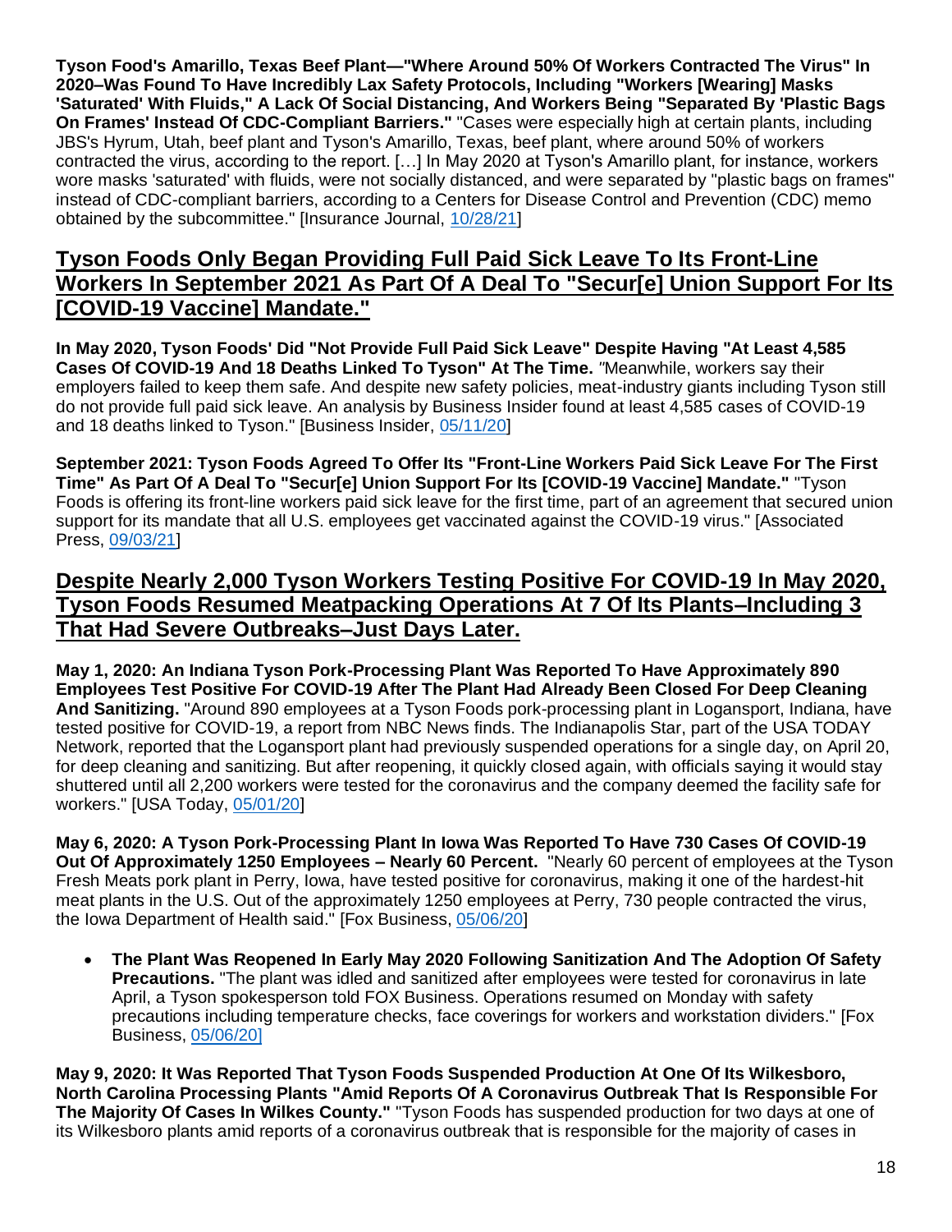**Tyson Food's Amarillo, Texas Beef Plant—"Where Around 50% Of Workers Contracted The Virus" In 2020–Was Found To Have Incredibly Lax Safety Protocols, Including "Workers [Wearing] Masks 'Saturated' With Fluids," A Lack Of Social Distancing, And Workers Being "Separated By 'Plastic Bags On Frames' Instead Of CDC-Compliant Barriers."** "Cases were especially high at certain plants, including JBS's Hyrum, Utah, beef plant and Tyson's Amarillo, Texas, beef plant, where around 50% of workers contracted the virus, according to the report. […] In May 2020 at Tyson's Amarillo plant, for instance, workers wore masks 'saturated' with fluids, were not socially distanced, and were separated by "plastic bags on frames" instead of CDC-compliant barriers, according to a Centers for Disease Control and Prevention (CDC) memo obtained by the subcommittee." [Insurance Journal, 10/28/21]

## Tyson Foods Only Began Providing Full Paid Sick Leave To Its Front-Line Workers In September 2021 As Part Of A Deal To "Secur[e] Union Support For Its [COVID-19 Vaccine] Mandate."

**In May 2020, Tyson Foods' Did "Not Provide Full Paid Sick Leave" Despite Having "At Least 4,585 Cases Of COVID-19 And 18 Deaths Linked To Tyson" At The Time.** *"*Meanwhile, workers say their employers failed to keep them safe. And despite new safety policies, meat-industry giants including Tyson still do not provide full paid sick leave. An analysis by Business Insider found at least 4,585 cases of COVID-19 and 18 deaths linked to Tyson." [Business Insider, 05/11/20]

**September 2021: Tyson Foods Agreed To Offer Its "Front-Line Workers Paid Sick Leave For The First Time" As Part Of A Deal To "Secur[e] Union Support For Its [COVID-19 Vaccine] Mandate."** "Tyson Foods is offering its front-line workers paid sick leave for the first time, part of an agreement that secured union support for its mandate that all U.S. employees get vaccinated against the COVID-19 virus." [Associated Press, 09/03/21]

## Despite Nearly 2,000 Tyson Workers Testing Positive For COVID-19 In May 2020, Tyson Foods Resumed Meatpacking Operations At 7 Of Its Plants–Including 3 That Had Severe Outbreaks–Just Days Later.

**May 1, 2020: An Indiana Tyson Pork-Processing Plant Was Reported To Have Approximately 890 Employees Test Positive For COVID-19 After The Plant Had Already Been Closed For Deep Cleaning And Sanitizing.** "Around 890 employees at a Tyson Foods pork-processing plant in Logansport, Indiana, have tested positive for COVID-19, a report from NBC News finds. The Indianapolis Star, part of the USA TODAY Network, reported that the Logansport plant had previously suspended operations for a single day, on April 20, for deep cleaning and sanitizing. But after reopening, it quickly closed again, with officials saying it would stay shuttered until all 2,200 workers were tested for the coronavirus and the company deemed the facility safe for workers." [USA Today, 05/01/20]

**May 6, 2020: A Tyson Pork-Processing Plant In Iowa Was Reported To Have 730 Cases Of COVID-19 Out Of Approximately 1250 Employees – Nearly 60 Percent.** "Nearly 60 percent of employees at the Tyson Fresh Meats pork plant in Perry, Iowa, have tested positive for coronavirus, making it one of the hardest-hit meat plants in the U.S. Out of the approximately 1250 employees at Perry, 730 people contracted the virus, the Iowa Department of Health said." [Fox Business, 05/06/20]

- **The Plant Was Reopened In Early May 2020 Following Sanitization And The Adoption Of Safety Precautions.** "The plant was idled and sanitized after employees were tested for coronavirus in late April, a Tyson spokesperson told FOX Business. Operations resumed on Monday with safety precautions including temperature checks, face coverings for workers and workstation dividers." [Fox Business, 05/06/20]

**May 9, 2020: It Was Reported That Tyson Foods Suspended Production At One Of Its Wilkesboro, North Carolina Processing Plants "Amid Reports Of A Coronavirus Outbreak That Is Responsible For The Majority Of Cases In Wilkes County."** "Tyson Foods has suspended production for two days at one of its Wilkesboro plants amid reports of a coronavirus outbreak that is responsible for the majority of cases in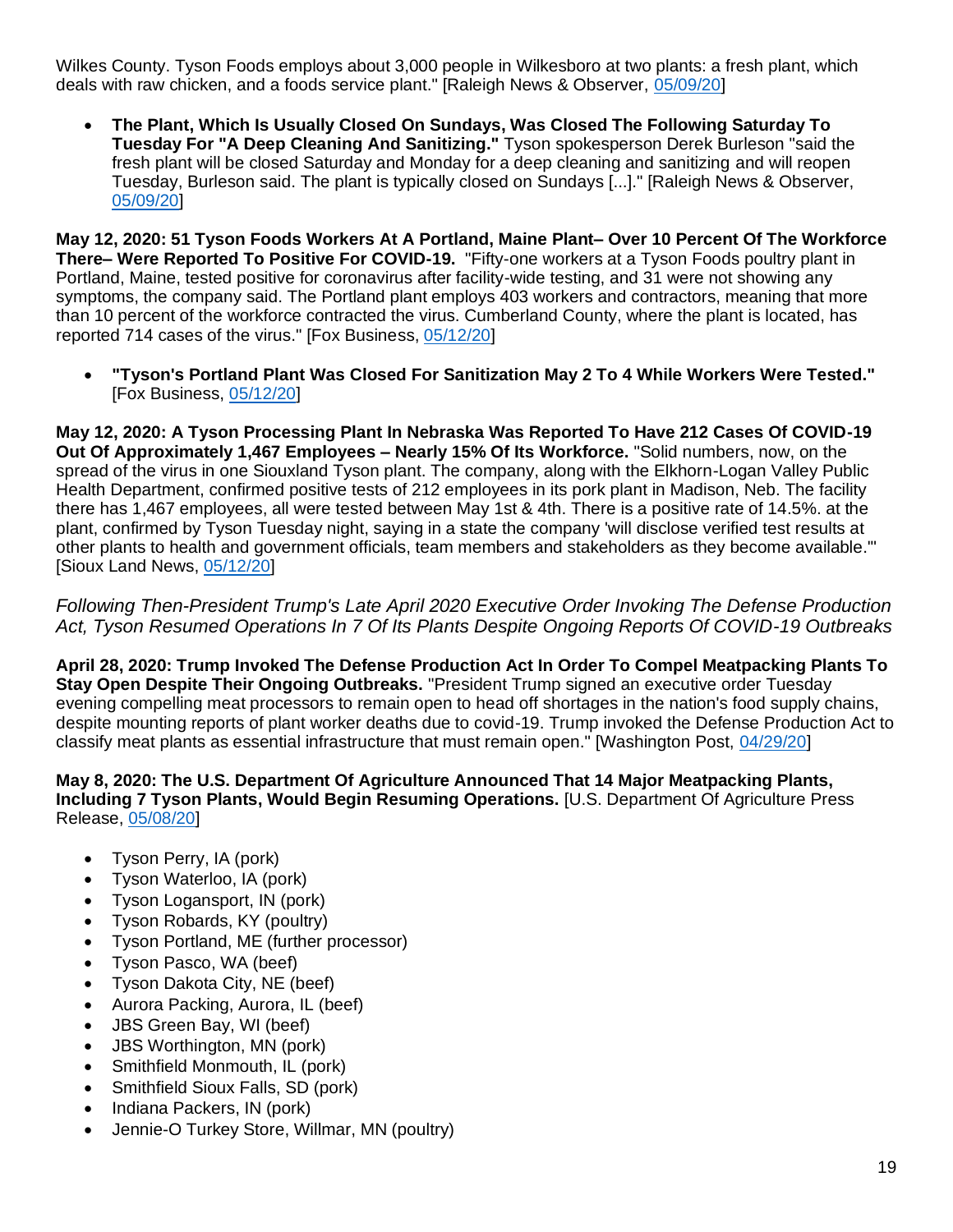Wilkes County. Tyson Foods employs about 3,000 people in Wilkesboro at two plants: a fresh plant, which deals with raw chicken, and a foods service plant." [Raleigh News & Observer, 05/09/20]

- **The Plant, Which Is Usually Closed On Sundays, Was Closed The Following Saturday To Tuesday For "A Deep Cleaning And Sanitizing."** Tyson spokesperson Derek Burleson "said the fresh plant will be closed Saturday and Monday for a deep cleaning and sanitizing and will reopen Tuesday, Burleson said. The plant is typically closed on Sundays [...]." [Raleigh News & Observer, 05/09/20]

**May 12, 2020: 51 Tyson Foods Workers At A Portland, Maine Plant– Over 10 Percent Of The Workforce There– Were Reported To Positive For COVID-19.** "Fifty-one workers at a Tyson Foods poultry plant in Portland, Maine, tested positive for coronavirus after facility-wide testing, and 31 were not showing any symptoms, the company said. The Portland plant employs 403 workers and contractors, meaning that more than 10 percent of the workforce contracted the virus. Cumberland County, where the plant is located, has reported 714 cases of the virus." [Fox Business, 05/12/20]

- **"Tyson's Portland Plant Was Closed For Sanitization May 2 To 4 While Workers Were Tested."** [Fox Business, 05/12/20]

**May 12, 2020: A Tyson Processing Plant In Nebraska Was Reported To Have 212 Cases Of COVID-19 Out Of Approximately 1,467 Employees – Nearly 15% Of Its Workforce.** "Solid numbers, now, on the spread of the virus in one Siouxland Tyson plant. The company, along with the Elkhorn-Logan Valley Public Health Department, confirmed positive tests of 212 employees in its pork plant in Madison, Neb. The facility there has 1,467 employees, all were tested between May 1st & 4th. There is a positive rate of 14.5%. at the plant, confirmed by Tyson Tuesday night, saying in a state the company 'will disclose verified test results at other plants to health and government officials, team members and stakeholders as they become available.'" [Sioux Land News, 05/12/20]

*Following Then-President Trump's Late April 2020 Executive Order Invoking The Defense Production Act, Tyson Resumed Operations In 7 Of Its Plants Despite Ongoing Reports Of COVID-19 Outbreaks*

**April 28, 2020: Trump Invoked The Defense Production Act In Order To Compel Meatpacking Plants To Stay Open Despite Their Ongoing Outbreaks.** "President Trump signed an executive order Tuesday evening compelling meat processors to remain open to head off shortages in the nation's food supply chains, despite mounting reports of plant worker deaths due to covid-19. Trump invoked the Defense Production Act to classify meat plants as essential infrastructure that must remain open." [Washington Post, 04/29/20]

**May 8, 2020: The U.S. Department Of Agriculture Announced That 14 Major Meatpacking Plants, Including 7 Tyson Plants, Would Begin Resuming Operations.** [U.S. Department Of Agriculture Press Release, 05/08/20]

- Tyson Perry, IA (pork)
- Tyson Waterloo, IA (pork)
- Tyson Logansport, IN (pork)
- Tyson Robards, KY (poultry)
- Tyson Portland, ME (further processor)
- Tyson Pasco, WA (beef)
- Tyson Dakota City, NE (beef)
- Aurora Packing, Aurora, IL (beef)
- JBS Green Bay, WI (beef)
- JBS Worthington, MN (pork)
- Smithfield Monmouth, IL (pork)
- Smithfield Sioux Falls, SD (pork)
- Indiana Packers, IN (pork)
- Jennie-O Turkey Store, Willmar, MN (poultry)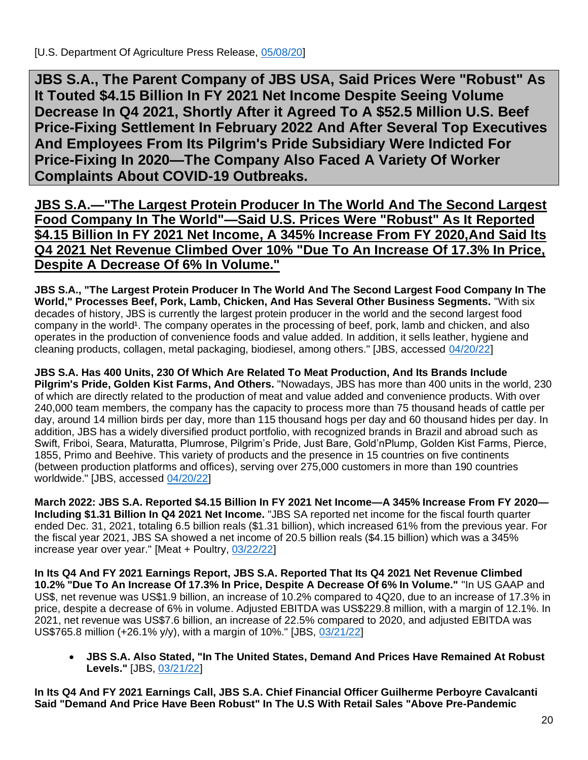[U.S. Department Of Agriculture Press Release, 05/08/20]

# JBS S.A., The Parent Company of JBS USA, Said Prices Were "Robust" As It Touted $4.15 Billion In FY 2021 Net Income Despite Seeing Volume Decrease In Q4 2021, Shortly After it Agreed To A $52.5 Million U.S. Beef Price-Fixing Settlement In February 2022 And After Several Top Executives And Employees From Its Pilgrim's Pride Subsidiary Were Indicted For Price-Fixing In 2020—The Company Also Faced A Variety Of Worker Complaints About COVID-19 Outbreaks.

## JBS S.A.—"The Largest Protein Producer In The World And The Second Largest Food Company In The World"—Said U.S. Prices Were "Robust" As It Reported $4.15 Billion In FY 2021 Net Income, A 345% Increase From FY 2020,And Said Its Q4 2021 Net Revenue Climbed Over 10% "Due To An Increase Of 17.3% In Price, Despite A Decrease Of 6% In Volume."

**JBS S.A., "The Largest Protein Producer In The World And The Second Largest Food Company In The World," Processes Beef, Pork, Lamb, Chicken, And Has Several Other Business Segments.** "With six decades of history, JBS is currently the largest protein producer in the world and the second largest food company in the world[1]. The company operates in the processing of beef, pork, lamb and chicken, and also operates in the production of convenience foods and value added. In addition, it sells leather, hygiene and cleaning products, collagen, metal packaging, biodiesel, among others." [JBS, accessed 04/20/22]

**JBS S.A. Has 400 Units, 230 Of Which Are Related To Meat Production, And Its Brands Include Pilgrim's Pride, Golden Kist Farms, And Others.** "Nowadays, JBS has more than 400 units in the world, 230 of which are directly related to the production of meat and value added and convenience products. With over 240,000 team members, the company has the capacity to process more than 75 thousand heads of cattle per day, around 14 million birds per day, more than 115 thousand hogs per day and 60 thousand hides per day. In addition, JBS has a widely diversified product portfolio, with recognized brands in Brazil and abroad such as Swift, Friboi, Seara, Maturatta, Plumrose, Pilgrim's Pride, Just Bare, Gold'nPlump, Golden Kist Farms, Pierce, 1855, Primo and Beehive. This variety of products and the presence in 15 countries on five continents (between production platforms and offices), serving over 275,000 customers in more than 190 countries worldwide." [JBS, accessed 04/20/22]

**March 2022: JBS S.A. Reported $4.15 Billion In FY 2021 Net Income—A 345% Increase From FY 2020—Including $1.31 Billion In Q4 2021 Net Income.** "JBS SA reported net income for the fiscal fourth quarter ended Dec. 31, 2021, totaling 6.5 billion reals ($1.31 billion), which increased 61% from the previous year. For the fiscal year 2021, JBS SA showed a net income of 20.5 billion reals ($4.15 billion) which was a 345% increase year over year." [Meat + Poultry, 03/22/22]

**In Its Q4 And FY 2021 Earnings Report, JBS S.A. Reported That Its Q4 2021 Net Revenue Climbed 10.2% "Due To An Increase Of 17.3% In Price, Despite A Decrease Of 6% In Volume."** "In US GAAP and US$, net revenue was US$1.9 billion, an increase of 10.2% compared to 4Q20, due to an increase of 17.3% in price, despite a decrease of 6% in volume. Adjusted EBITDA was US$229.8 million, with a margin of 12.1%. In 2021, net revenue was US$7.6 billion, an increase of 22.5% compared to 2020, and adjusted EBITDA was US$765.8 million (+26.1% y/y), with a margin of 10%." [JBS, 03/21/22]

- **JBS S.A. Also Stated, "In The United States, Demand And Prices Have Remained At Robust Levels."** [JBS, 03/21/22]

**In Its Q4 And FY 2021 Earnings Call, JBS S.A. Chief Financial Officer Guilherme Perboyre Cavalcanti Said "Demand And Price Have Been Robust" In The U.S With Retail Sales "Above Pre-Pandemic**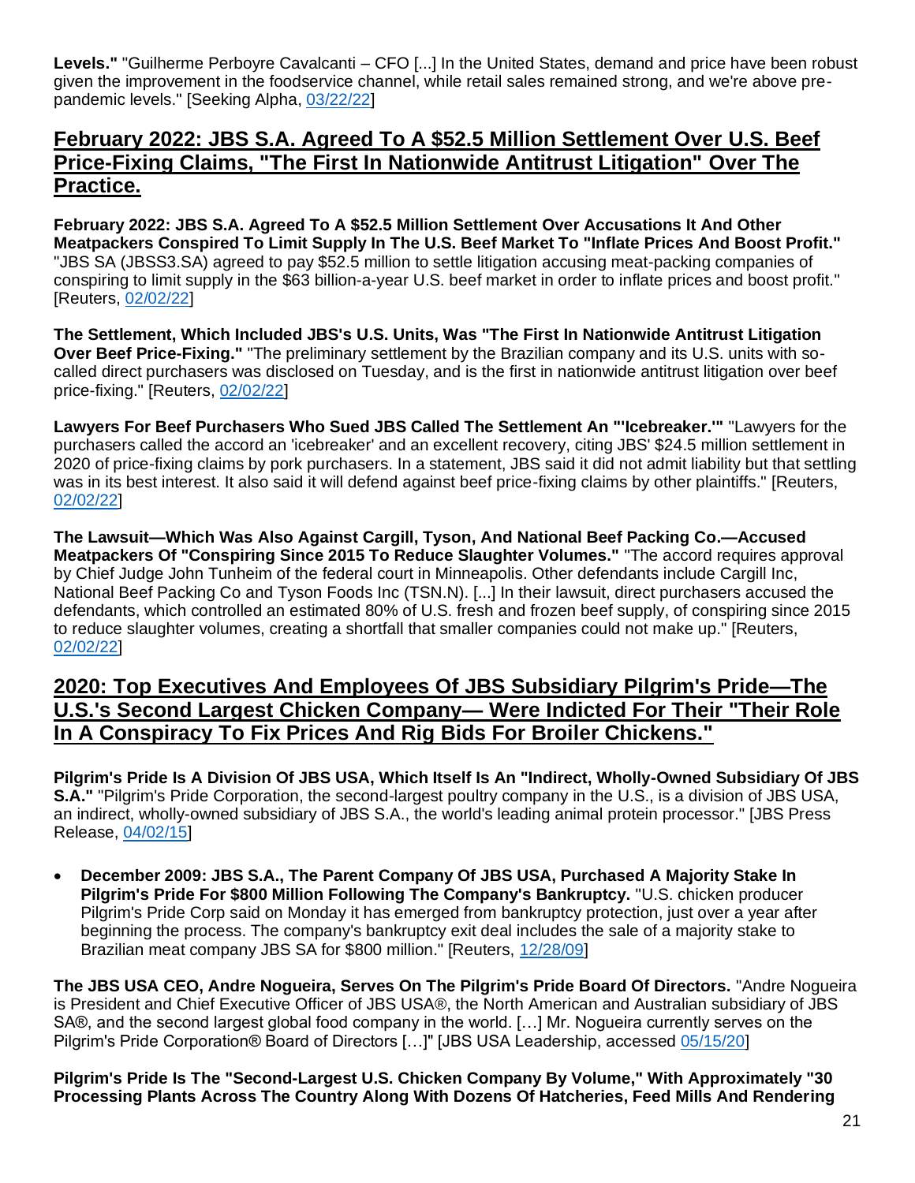**Levels."** "Guilherme Perboyre Cavalcanti – CFO [...] In the United States, demand and price have been robust given the improvement in the foodservice channel, while retail sales remained strong, and we're above pre-pandemic levels." [Seeking Alpha, 03/22/22]

## February 2022: JBS S.A. Agreed To A $52.5 Million Settlement Over U.S. Beef Price-Fixing Claims, "The First In Nationwide Antitrust Litigation" Over The Practice.

**February 2022: JBS S.A. Agreed To A $52.5 Million Settlement Over Accusations It And Other Meatpackers Conspired To Limit Supply In The U.S. Beef Market To "Inflate Prices And Boost Profit."** "JBS SA (JBSS3.SA) agreed to pay $52.5 million to settle litigation accusing meat-packing companies of conspiring to limit supply in the $63 billion-a-year U.S. beef market in order to inflate prices and boost profit." [Reuters, 02/02/22]

**The Settlement, Which Included JBS's U.S. Units, Was "The First In Nationwide Antitrust Litigation Over Beef Price-Fixing."** "The preliminary settlement by the Brazilian company and its U.S. units with so-called direct purchasers was disclosed on Tuesday, and is the first in nationwide antitrust litigation over beef price-fixing." [Reuters, 02/02/22]

**Lawyers For Beef Purchasers Who Sued JBS Called The Settlement An "'Icebreaker.'"** "Lawyers for the purchasers called the accord an 'icebreaker' and an excellent recovery, citing JBS' $24.5 million settlement in 2020 of price-fixing claims by pork purchasers. In a statement, JBS said it did not admit liability but that settling was in its best interest. It also said it will defend against beef price-fixing claims by other plaintiffs." [Reuters, 02/02/22]

**The Lawsuit—Which Was Also Against Cargill, Tyson, And National Beef Packing Co.—Accused Meatpackers Of "Conspiring Since 2015 To Reduce Slaughter Volumes."** "The accord requires approval by Chief Judge John Tunheim of the federal court in Minneapolis. Other defendants include Cargill Inc, National Beef Packing Co and Tyson Foods Inc (TSN.N). [...] In their lawsuit, direct purchasers accused the defendants, which controlled an estimated 80% of U.S. fresh and frozen beef supply, of conspiring since 2015 to reduce slaughter volumes, creating a shortfall that smaller companies could not make up." [Reuters, 02/02/22]

## 2020: Top Executives And Employees Of JBS Subsidiary Pilgrim's Pride—The U.S.'s Second Largest Chicken Company— Were Indicted For Their "Their Role In A Conspiracy To Fix Prices And Rig Bids For Broiler Chickens."

**Pilgrim's Pride Is A Division Of JBS USA, Which Itself Is An "Indirect, Wholly-Owned Subsidiary Of JBS S.A."** "Pilgrim's Pride Corporation, the second-largest poultry company in the U.S., is a division of JBS USA, an indirect, wholly-owned subsidiary of JBS S.A., the world's leading animal protein processor." [JBS Press Release, 04/02/15]

- **December 2009: JBS S.A., The Parent Company Of JBS USA, Purchased A Majority Stake In Pilgrim's Pride For $800 Million Following The Company's Bankruptcy.** "U.S. chicken producer Pilgrim's Pride Corp said on Monday it has emerged from bankruptcy protection, just over a year after beginning the process. The company's bankruptcy exit deal includes the sale of a majority stake to Brazilian meat company JBS SA for $800 million." [Reuters, 12/28/09]

**The JBS USA CEO, Andre Nogueira, Serves On The Pilgrim's Pride Board Of Directors.** "Andre Nogueira is President and Chief Executive Officer of JBS USA®, the North American and Australian subsidiary of JBS SA®, and the second largest global food company in the world. […] Mr. Nogueira currently serves on the Pilgrim's Pride Corporation® Board of Directors […]" [JBS USA Leadership, accessed 05/15/20]

**Pilgrim's Pride Is The "Second-Largest U.S. Chicken Company By Volume," With Approximately "30 Processing Plants Across The Country Along With Dozens Of Hatcheries, Feed Mills And Rendering**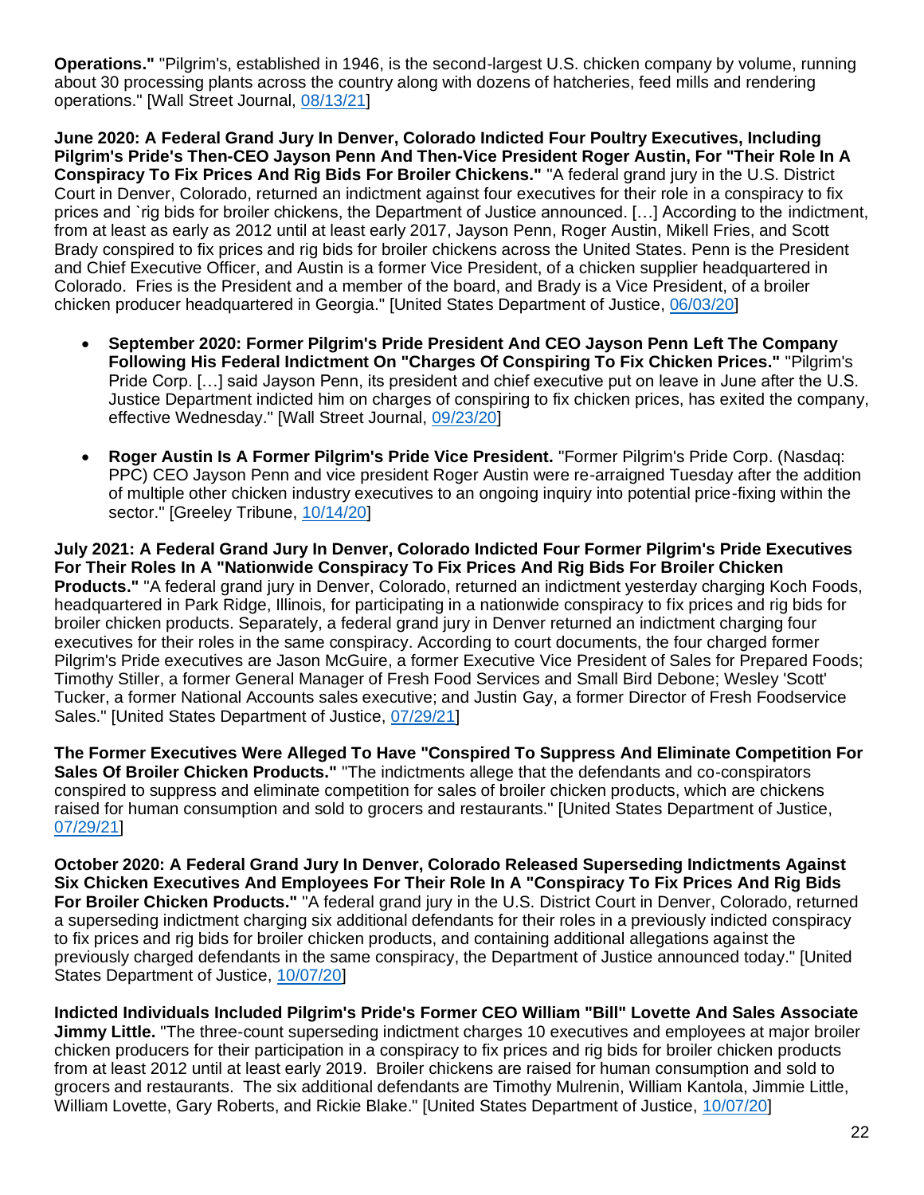**Operations."** "Pilgrim's, established in 1946, is the second-largest U.S. chicken company by volume, running about 30 processing plants across the country along with dozens of hatcheries, feed mills and rendering operations." [Wall Street Journal, 08/13/21]

**June 2020: A Federal Grand Jury In Denver, Colorado Indicted Four Poultry Executives, Including Pilgrim's Pride's Then-CEO Jayson Penn And Then-Vice President Roger Austin, For "Their Role In A Conspiracy To Fix Prices And Rig Bids For Broiler Chickens."** "A federal grand jury in the U.S. District Court in Denver, Colorado, returned an indictment against four executives for their role in a conspiracy to fix prices and `rig bids for broiler chickens, the Department of Justice announced. […] According to the indictment, from at least as early as 2012 until at least early 2017, Jayson Penn, Roger Austin, Mikell Fries, and Scott Brady conspired to fix prices and rig bids for broiler chickens across the United States. Penn is the President and Chief Executive Officer, and Austin is a former Vice President, of a chicken supplier headquartered in Colorado. Fries is the President and a member of the board, and Brady is a Vice President, of a broiler chicken producer headquartered in Georgia." [United States Department of Justice, 06/03/20]

- **September 2020: Former Pilgrim's Pride President And CEO Jayson Penn Left The Company Following His Federal Indictment On "Charges Of Conspiring To Fix Chicken Prices."** "Pilgrim's Pride Corp. […] said Jayson Penn, its president and chief executive put on leave in June after the U.S. Justice Department indicted him on charges of conspiring to fix chicken prices, has exited the company, effective Wednesday." [Wall Street Journal, 09/23/20]

- **Roger Austin Is A Former Pilgrim's Pride Vice President.** "Former Pilgrim's Pride Corp. (Nasdaq: PPC) CEO Jayson Penn and vice president Roger Austin were re-arraigned Tuesday after the addition of multiple other chicken industry executives to an ongoing inquiry into potential price-fixing within the sector." [Greeley Tribune, 10/14/20]

**July 2021: A Federal Grand Jury In Denver, Colorado Indicted Four Former Pilgrim's Pride Executives For Their Roles In A "Nationwide Conspiracy To Fix Prices And Rig Bids For Broiler Chicken Products."** "A federal grand jury in Denver, Colorado, returned an indictment yesterday charging Koch Foods, headquartered in Park Ridge, Illinois, for participating in a nationwide conspiracy to fix prices and rig bids for broiler chicken products. Separately, a federal grand jury in Denver returned an indictment charging four executives for their roles in the same conspiracy. According to court documents, the four charged former Pilgrim's Pride executives are Jason McGuire, a former Executive Vice President of Sales for Prepared Foods; Timothy Stiller, a former General Manager of Fresh Food Services and Small Bird Debone; Wesley 'Scott' Tucker, a former National Accounts sales executive; and Justin Gay, a former Director of Fresh Foodservice Sales." [United States Department of Justice, 07/29/21]

**The Former Executives Were Alleged To Have "Conspired To Suppress And Eliminate Competition For Sales Of Broiler Chicken Products."** "The indictments allege that the defendants and co-conspirators conspired to suppress and eliminate competition for sales of broiler chicken products, which are chickens raised for human consumption and sold to grocers and restaurants." [United States Department of Justice, 07/29/21]

**October 2020: A Federal Grand Jury In Denver, Colorado Released Superseding Indictments Against Six Chicken Executives And Employees For Their Role In A "Conspiracy To Fix Prices And Rig Bids For Broiler Chicken Products."** "A federal grand jury in the U.S. District Court in Denver, Colorado, returned a superseding indictment charging six additional defendants for their roles in a previously indicted conspiracy to fix prices and rig bids for broiler chicken products, and containing additional allegations against the previously charged defendants in the same conspiracy, the Department of Justice announced today." [United States Department of Justice, 10/07/20]

**Indicted Individuals Included Pilgrim's Pride's Former CEO William "Bill" Lovette And Sales Associate Jimmy Little.** "The three-count superseding indictment charges 10 executives and employees at major broiler chicken producers for their participation in a conspiracy to fix prices and rig bids for broiler chicken products from at least 2012 until at least early 2019. Broiler chickens are raised for human consumption and sold to grocers and restaurants. The six additional defendants are Timothy Mulrenin, William Kantola, Jimmie Little, William Lovette, Gary Roberts, and Rickie Blake." [United States Department of Justice, 10/07/20]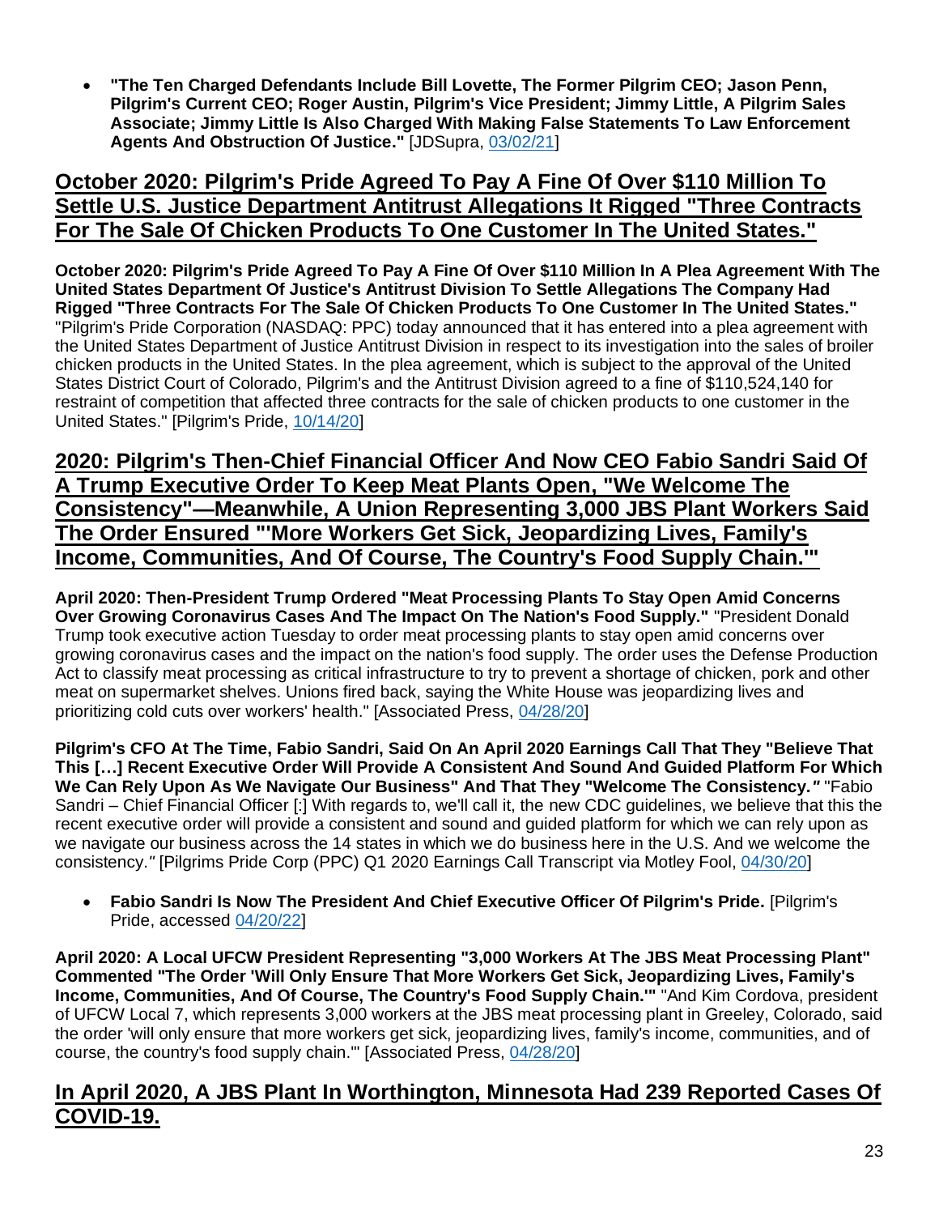- **"The Ten Charged Defendants Include Bill Lovette, The Former Pilgrim CEO; Jason Penn, Pilgrim's Current CEO; Roger Austin, Pilgrim's Vice President; Jimmy Little, A Pilgrim Sales Associate; Jimmy Little Is Also Charged With Making False Statements To Law Enforcement Agents And Obstruction Of Justice."** [JDSupra, 03/02/21]

## October 2020: Pilgrim's Pride Agreed To Pay A Fine Of Over $110 Million To Settle U.S. Justice Department Antitrust Allegations It Rigged "Three Contracts For The Sale Of Chicken Products To One Customer In The United States."

**October 2020: Pilgrim's Pride Agreed To Pay A Fine Of Over $110 Million In A Plea Agreement With The United States Department Of Justice's Antitrust Division To Settle Allegations The Company Had Rigged "Three Contracts For The Sale Of Chicken Products To One Customer In The United States."** "Pilgrim's Pride Corporation (NASDAQ: PPC) today announced that it has entered into a plea agreement with the United States Department of Justice Antitrust Division in respect to its investigation into the sales of broiler chicken products in the United States. In the plea agreement, which is subject to the approval of the United States District Court of Colorado, Pilgrim's and the Antitrust Division agreed to a fine of $110,524,140 for restraint of competition that affected three contracts for the sale of chicken products to one customer in the United States." [Pilgrim's Pride, 10/14/20]

## 2020: Pilgrim's Then-Chief Financial Officer And Now CEO Fabio Sandri Said Of A Trump Executive Order To Keep Meat Plants Open, "We Welcome The Consistency"—Meanwhile, A Union Representing 3,000 JBS Plant Workers Said The Order Ensured "'More Workers Get Sick, Jeopardizing Lives, Family's Income, Communities, And Of Course, The Country's Food Supply Chain.'"

**April 2020: Then-President Trump Ordered "Meat Processing Plants To Stay Open Amid Concerns Over Growing Coronavirus Cases And The Impact On The Nation's Food Supply."** "President Donald Trump took executive action Tuesday to order meat processing plants to stay open amid concerns over growing coronavirus cases and the impact on the nation's food supply. The order uses the Defense Production Act to classify meat processing as critical infrastructure to try to prevent a shortage of chicken, pork and other meat on supermarket shelves. Unions fired back, saying the White House was jeopardizing lives and prioritizing cold cuts over workers' health." [Associated Press, 04/28/20]

**Pilgrim's CFO At The Time, Fabio Sandri, Said On An April 2020 Earnings Call That They "Believe That This […] Recent Executive Order Will Provide A Consistent And Sound And Guided Platform For Which We Can Rely Upon As We Navigate Our Business" And That They "Welcome The Consistency."** "Fabio Sandri – Chief Financial Officer [:] With regards to, we'll call it, the new CDC guidelines, we believe that this the recent executive order will provide a consistent and sound and guided platform for which we can rely upon as we navigate our business across the 14 states in which we do business here in the U.S. And we welcome the consistency." [Pilgrims Pride Corp (PPC) Q1 2020 Earnings Call Transcript via Motley Fool, 04/30/20]

- **Fabio Sandri Is Now The President And Chief Executive Officer Of Pilgrim's Pride.** [Pilgrim's Pride, accessed 04/20/22]

**April 2020: A Local UFCW President Representing "3,000 Workers At The JBS Meat Processing Plant" Commented "The Order 'Will Only Ensure That More Workers Get Sick, Jeopardizing Lives, Family's Income, Communities, And Of Course, The Country's Food Supply Chain.'"** "And Kim Cordova, president of UFCW Local 7, which represents 3,000 workers at the JBS meat processing plant in Greeley, Colorado, said the order 'will only ensure that more workers get sick, jeopardizing lives, family's income, communities, and of course, the country's food supply chain.'" [Associated Press, 04/28/20]

## In April 2020, A JBS Plant In Worthington, Minnesota Had 239 Reported Cases Of COVID-19.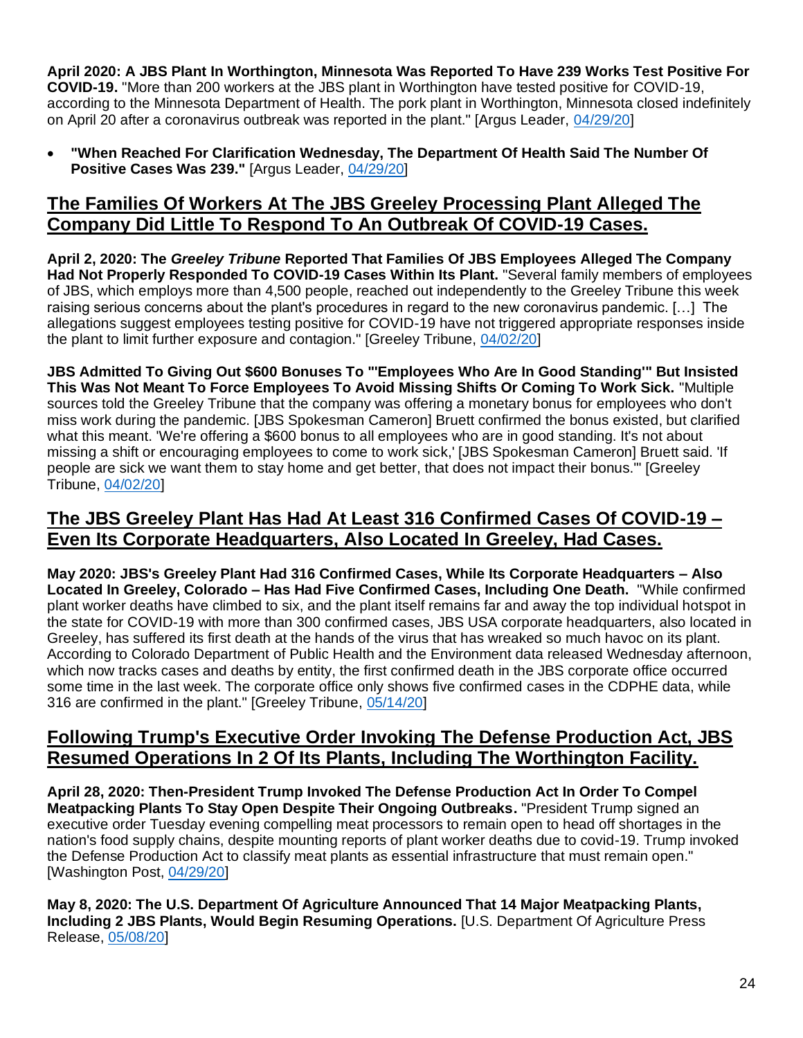**April 2020: A JBS Plant In Worthington, Minnesota Was Reported To Have 239 Works Test Positive For COVID-19.** "More than 200 workers at the JBS plant in Worthington have tested positive for COVID-19, according to the Minnesota Department of Health. The pork plant in Worthington, Minnesota closed indefinitely on April 20 after a coronavirus outbreak was reported in the plant." [Argus Leader, 04/29/20]

- **"When Reached For Clarification Wednesday, The Department Of Health Said The Number Of Positive Cases Was 239."** [Argus Leader, 04/29/20]

## The Families Of Workers At The JBS Greeley Processing Plant Alleged The Company Did Little To Respond To An Outbreak Of COVID-19 Cases.

**April 2, 2020: The *Greeley Tribune* Reported That Families Of JBS Employees Alleged The Company Had Not Properly Responded To COVID-19 Cases Within Its Plant.** "Several family members of employees of JBS, which employs more than 4,500 people, reached out independently to the Greeley Tribune this week raising serious concerns about the plant's procedures in regard to the new coronavirus pandemic. […] The allegations suggest employees testing positive for COVID-19 have not triggered appropriate responses inside the plant to limit further exposure and contagion." [Greeley Tribune, 04/02/20]

**JBS Admitted To Giving Out $600 Bonuses To "'Employees Who Are In Good Standing'" But Insisted This Was Not Meant To Force Employees To Avoid Missing Shifts Or Coming To Work Sick.** "Multiple sources told the Greeley Tribune that the company was offering a monetary bonus for employees who don't miss work during the pandemic. [JBS Spokesman Cameron] Bruett confirmed the bonus existed, but clarified what this meant. 'We're offering a $600 bonus to all employees who are in good standing. It's not about missing a shift or encouraging employees to come to work sick,' [JBS Spokesman Cameron] Bruett said. 'If people are sick we want them to stay home and get better, that does not impact their bonus.'" [Greeley Tribune, 04/02/20]

## The JBS Greeley Plant Has Had At Least 316 Confirmed Cases Of COVID-19 – Even Its Corporate Headquarters, Also Located In Greeley, Had Cases.

**May 2020: JBS's Greeley Plant Had 316 Confirmed Cases, While Its Corporate Headquarters – Also Located In Greeley, Colorado – Has Had Five Confirmed Cases, Including One Death.** "While confirmed plant worker deaths have climbed to six, and the plant itself remains far and away the top individual hotspot in the state for COVID-19 with more than 300 confirmed cases, JBS USA corporate headquarters, also located in Greeley, has suffered its first death at the hands of the virus that has wreaked so much havoc on its plant. According to Colorado Department of Public Health and the Environment data released Wednesday afternoon, which now tracks cases and deaths by entity, the first confirmed death in the JBS corporate office occurred some time in the last week. The corporate office only shows five confirmed cases in the CDPHE data, while 316 are confirmed in the plant." [Greeley Tribune, 05/14/20]

## Following Trump's Executive Order Invoking The Defense Production Act, JBS Resumed Operations In 2 Of Its Plants, Including The Worthington Facility.

**April 28, 2020: Then-President Trump Invoked The Defense Production Act In Order To Compel Meatpacking Plants To Stay Open Despite Their Ongoing Outbreaks.** "President Trump signed an executive order Tuesday evening compelling meat processors to remain open to head off shortages in the nation's food supply chains, despite mounting reports of plant worker deaths due to covid-19. Trump invoked the Defense Production Act to classify meat plants as essential infrastructure that must remain open." [Washington Post, 04/29/20]

**May 8, 2020: The U.S. Department Of Agriculture Announced That 14 Major Meatpacking Plants, Including 2 JBS Plants, Would Begin Resuming Operations.** [U.S. Department Of Agriculture Press Release, 05/08/20]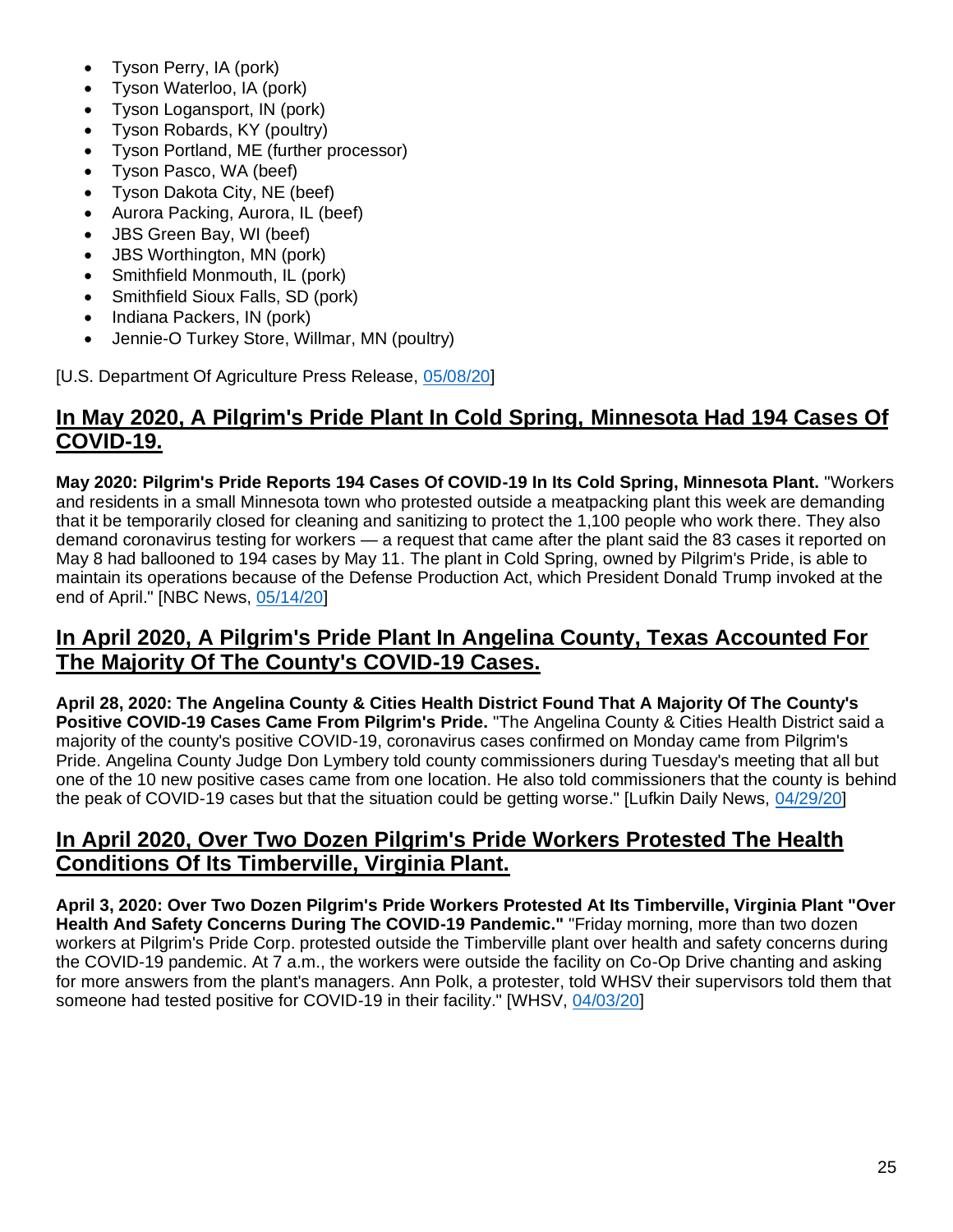- Tyson Perry, IA (pork)
- Tyson Waterloo, IA (pork)
- Tyson Logansport, IN (pork)
- Tyson Robards, KY (poultry)
- Tyson Portland, ME (further processor)
- Tyson Pasco, WA (beef)
- Tyson Dakota City, NE (beef)
- Aurora Packing, Aurora, IL (beef)
- JBS Green Bay, WI (beef)
- JBS Worthington, MN (pork)
- Smithfield Monmouth, IL (pork)
- Smithfield Sioux Falls, SD (pork)
- Indiana Packers, IN (pork)
- Jennie-O Turkey Store, Willmar, MN (poultry)

[U.S. Department Of Agriculture Press Release, 05/08/20]

## In May 2020, A Pilgrim's Pride Plant In Cold Spring, Minnesota Had 194 Cases Of COVID-19.

**May 2020: Pilgrim's Pride Reports 194 Cases Of COVID-19 In Its Cold Spring, Minnesota Plant.** "Workers and residents in a small Minnesota town who protested outside a meatpacking plant this week are demanding that it be temporarily closed for cleaning and sanitizing to protect the 1,100 people who work there. They also demand coronavirus testing for workers — a request that came after the plant said the 83 cases it reported on May 8 had ballooned to 194 cases by May 11. The plant in Cold Spring, owned by Pilgrim's Pride, is able to maintain its operations because of the Defense Production Act, which President Donald Trump invoked at the end of April." [NBC News, 05/14/20]

## In April 2020, A Pilgrim's Pride Plant In Angelina County, Texas Accounted For The Majority Of The County's COVID-19 Cases.

**April 28, 2020: The Angelina County & Cities Health District Found That A Majority Of The County's Positive COVID-19 Cases Came From Pilgrim's Pride.** "The Angelina County & Cities Health District said a majority of the county's positive COVID-19, coronavirus cases confirmed on Monday came from Pilgrim's Pride. Angelina County Judge Don Lymbery told county commissioners during Tuesday's meeting that all but one of the 10 new positive cases came from one location. He also told commissioners that the county is behind the peak of COVID-19 cases but that the situation could be getting worse." [Lufkin Daily News, 04/29/20]

## In April 2020, Over Two Dozen Pilgrim's Pride Workers Protested The Health Conditions Of Its Timberville, Virginia Plant.

**April 3, 2020: Over Two Dozen Pilgrim's Pride Workers Protested At Its Timberville, Virginia Plant "Over Health And Safety Concerns During The COVID-19 Pandemic."** "Friday morning, more than two dozen workers at Pilgrim's Pride Corp. protested outside the Timberville plant over health and safety concerns during the COVID-19 pandemic. At 7 a.m., the workers were outside the facility on Co-Op Drive chanting and asking for more answers from the plant's managers. Ann Polk, a protester, told WHSV their supervisors told them that someone had tested positive for COVID-19 in their facility." [WHSV, 04/03/20]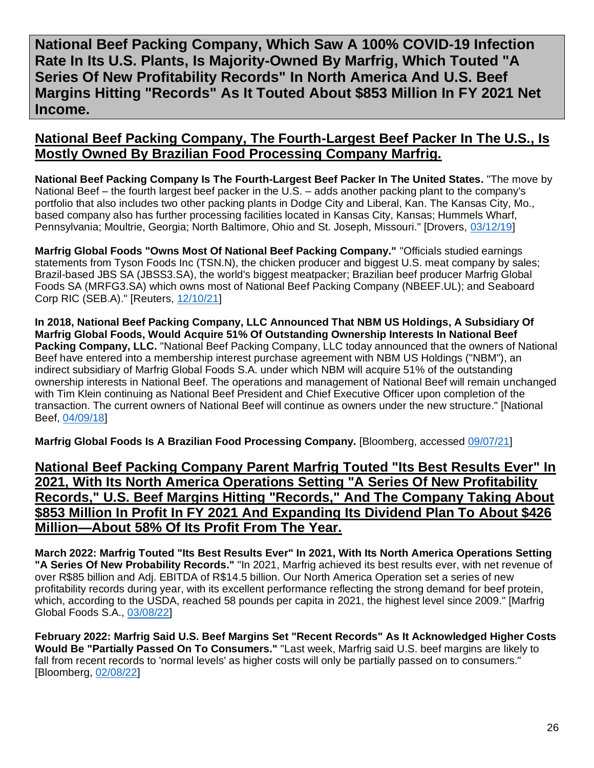# National Beef Packing Company, Which Saw A 100% COVID-19 Infection Rate In Its U.S. Plants, Is Majority-Owned By Marfrig, Which Touted "A Series Of New Profitability Records" In North America And U.S. Beef Margins Hitting "Records" As It Touted About $853 Million In FY 2021 Net Income.

## National Beef Packing Company, The Fourth-Largest Beef Packer In The U.S., Is Mostly Owned By Brazilian Food Processing Company Marfrig.

**National Beef Packing Company Is The Fourth-Largest Beef Packer In The United States.** "The move by National Beef – the fourth largest beef packer in the U.S. – adds another packing plant to the company's portfolio that also includes two other packing plants in Dodge City and Liberal, Kan. The Kansas City, Mo., based company also has further processing facilities located in Kansas City, Kansas; Hummels Wharf, Pennsylvania; Moultrie, Georgia; North Baltimore, Ohio and St. Joseph, Missouri." [Drovers, 03/12/19]

**Marfrig Global Foods "Owns Most Of National Beef Packing Company."** "Officials studied earnings statements from Tyson Foods Inc (TSN.N), the chicken producer and biggest U.S. meat company by sales; Brazil-based JBS SA (JBSS3.SA), the world's biggest meatpacker; Brazilian beef producer Marfrig Global Foods SA (MRFG3.SA) which owns most of National Beef Packing Company (NBEEF.UL); and Seaboard Corp RIC (SEB.A)." [Reuters, 12/10/21]

**In 2018, National Beef Packing Company, LLC Announced That NBM US Holdings, A Subsidiary Of Marfrig Global Foods, Would Acquire 51% Of Outstanding Ownership Interests In National Beef Packing Company, LLC.** "National Beef Packing Company, LLC today announced that the owners of National Beef have entered into a membership interest purchase agreement with NBM US Holdings ("NBM"), an indirect subsidiary of Marfrig Global Foods S.A. under which NBM will acquire 51% of the outstanding ownership interests in National Beef. The operations and management of National Beef will remain unchanged with Tim Klein continuing as National Beef President and Chief Executive Officer upon completion of the transaction. The current owners of National Beef will continue as owners under the new structure." [National Beef, 04/09/18]

**Marfrig Global Foods Is A Brazilian Food Processing Company.** [Bloomberg, accessed 09/07/21]

## National Beef Packing Company Parent Marfrig Touted "Its Best Results Ever" In 2021, With Its North America Operations Setting "A Series Of New Profitability Records," U.S. Beef Margins Hitting "Records," And The Company Taking About $853 Million In Profit In FY 2021 And Expanding Its Dividend Plan To About $426 Million—About 58% Of Its Profit From The Year.

**March 2022: Marfrig Touted "Its Best Results Ever" In 2021, With Its North America Operations Setting "A Series Of New Probability Records."** "In 2021, Marfrig achieved its best results ever, with net revenue of over R$85 billion and Adj. EBITDA of R$14.5 billion. Our North America Operation set a series of new profitability records during year, with its excellent performance reflecting the strong demand for beef protein, which, according to the USDA, reached 58 pounds per capita in 2021, the highest level since 2009." [Marfrig Global Foods S.A., 03/08/22]

**February 2022: Marfrig Said U.S. Beef Margins Set "Recent Records" As It Acknowledged Higher Costs Would Be "Partially Passed On To Consumers."** "Last week, Marfrig said U.S. beef margins are likely to fall from recent records to 'normal levels' as higher costs will only be partially passed on to consumers." [Bloomberg, 02/08/22]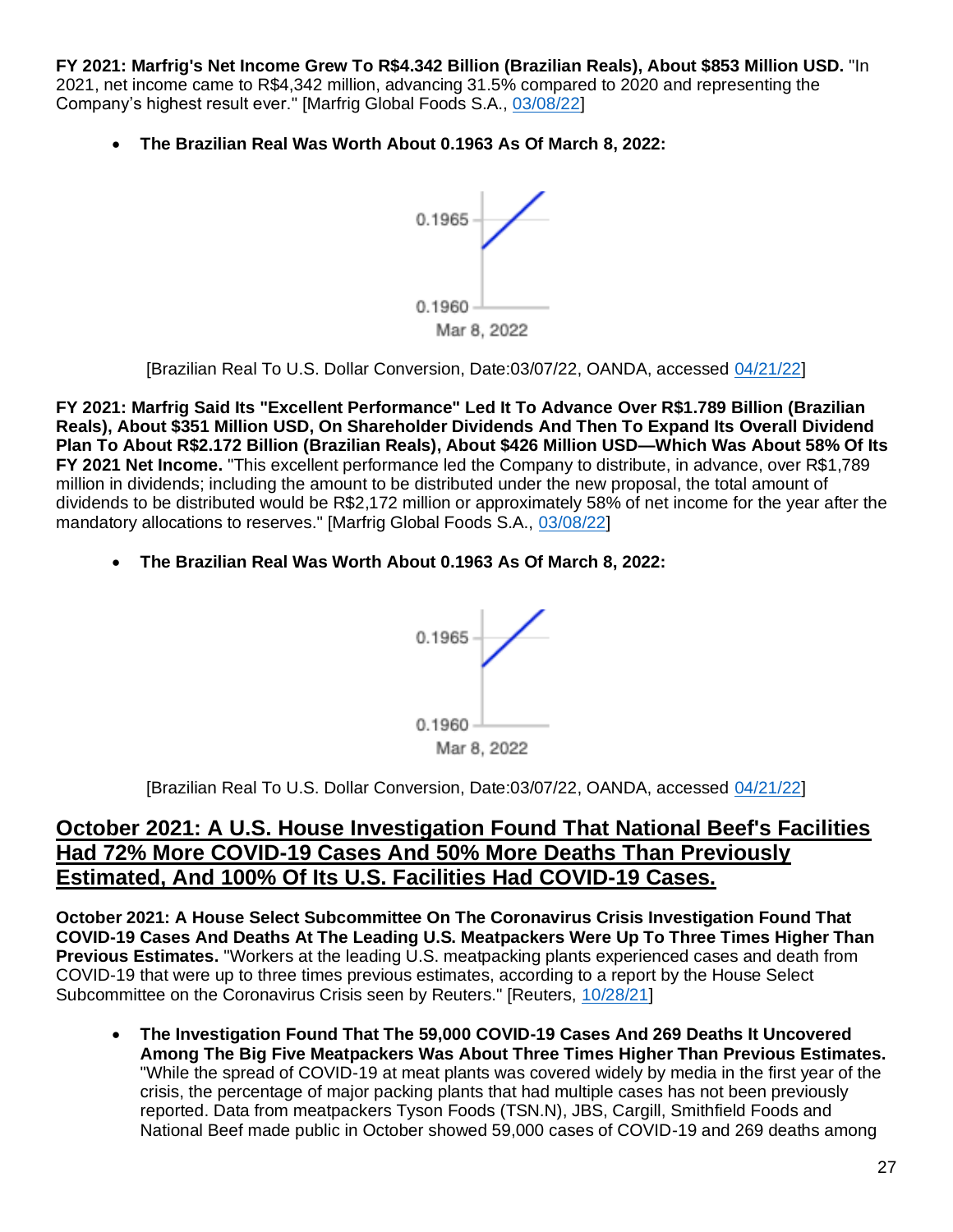**FY 2021: Marfrig's Net Income Grew To R$4.342 Billion (Brazilian Reals), About $853 Million USD.** "In 2021, net income came to R$4,342 million, advancing 31.5% compared to 2020 and representing the Company's highest result ever." [Marfrig Global Foods S.A., 03/08/22]

- **The Brazilian Real Was Worth About 0.1963 As Of March 8, 2022:**

[Brazilian Real To U.S. Dollar Conversion, Date:03/07/22, OANDA, accessed 04/21/22]

**FY 2021: Marfrig Said Its "Excellent Performance" Led It To Advance Over R$1.789 Billion (Brazilian Reals), About $351 Million USD, On Shareholder Dividends And Then To Expand Its Overall Dividend Plan To About R$2.172 Billion (Brazilian Reals), About $426 Million USD—Which Was About 58% Of Its FY 2021 Net Income.** "This excellent performance led the Company to distribute, in advance, over R$1,789 million in dividends; including the amount to be distributed under the new proposal, the total amount of dividends to be distributed would be R$2,172 million or approximately 58% of net income for the year after the mandatory allocations to reserves." [Marfrig Global Foods S.A., 03/08/22]

- **The Brazilian Real Was Worth About 0.1963 As Of March 8, 2022:**

[Brazilian Real To U.S. Dollar Conversion, Date:03/07/22, OANDA, accessed 04/21/22]

## October 2021: A U.S. House Investigation Found That National Beef's Facilities Had 72% More COVID-19 Cases And 50% More Deaths Than Previously Estimated, And 100% Of Its U.S. Facilities Had COVID-19 Cases.

**October 2021: A House Select Subcommittee On The Coronavirus Crisis Investigation Found That COVID-19 Cases And Deaths At The Leading U.S. Meatpackers Were Up To Three Times Higher Than Previous Estimates.** "Workers at the leading U.S. meatpacking plants experienced cases and death from COVID-19 that were up to three times previous estimates, according to a report by the House Select Subcommittee on the Coronavirus Crisis seen by Reuters." [Reuters, 10/28/21]

- **The Investigation Found That The 59,000 COVID-19 Cases And 269 Deaths It Uncovered Among The Big Five Meatpackers Was About Three Times Higher Than Previous Estimates.** "While the spread of COVID-19 at meat plants was covered widely by media in the first year of the crisis, the percentage of major packing plants that had multiple cases has not been previously reported. Data from meatpackers Tyson Foods (TSN.N), JBS, Cargill, Smithfield Foods and National Beef made public in October showed 59,000 cases of COVID-19 and 269 deaths among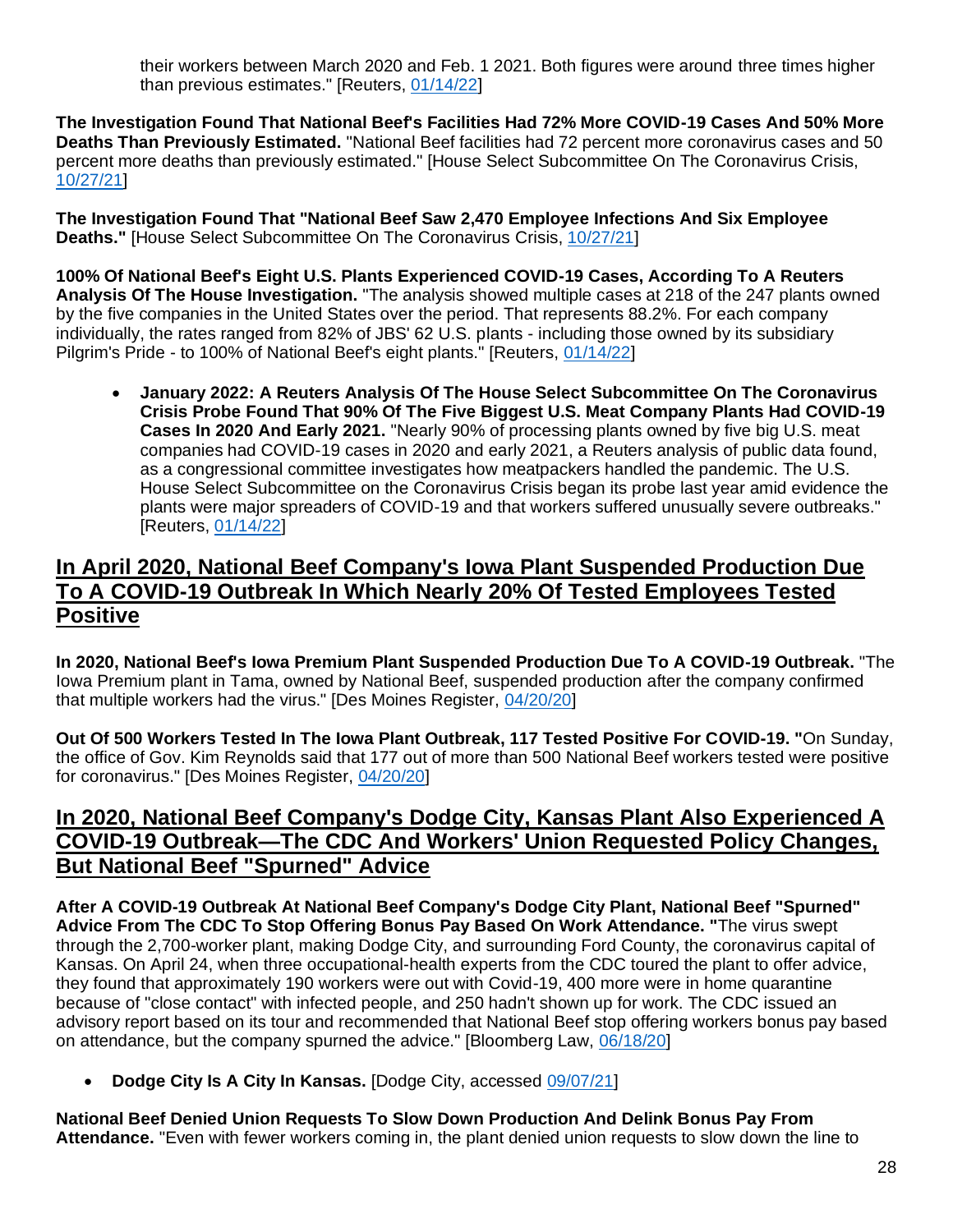their workers between March 2020 and Feb. 1 2021. Both figures were around three times higher than previous estimates." [Reuters, 01/14/22]

**The Investigation Found That National Beef's Facilities Had 72% More COVID-19 Cases And 50% More Deaths Than Previously Estimated.** "National Beef facilities had 72 percent more coronavirus cases and 50 percent more deaths than previously estimated." [House Select Subcommittee On The Coronavirus Crisis, 10/27/21]

**The Investigation Found That "National Beef Saw 2,470 Employee Infections And Six Employee Deaths."** [House Select Subcommittee On The Coronavirus Crisis, 10/27/21]

**100% Of National Beef's Eight U.S. Plants Experienced COVID-19 Cases, According To A Reuters Analysis Of The House Investigation.** "The analysis showed multiple cases at 218 of the 247 plants owned by the five companies in the United States over the period. That represents 88.2%. For each company individually, the rates ranged from 82% of JBS' 62 U.S. plants - including those owned by its subsidiary Pilgrim's Pride - to 100% of National Beef's eight plants." [Reuters, 01/14/22]

- **January 2022: A Reuters Analysis Of The House Select Subcommittee On The Coronavirus Crisis Probe Found That 90% Of The Five Biggest U.S. Meat Company Plants Had COVID-19 Cases In 2020 And Early 2021.** "Nearly 90% of processing plants owned by five big U.S. meat companies had COVID-19 cases in 2020 and early 2021, a Reuters analysis of public data found, as a congressional committee investigates how meatpackers handled the pandemic. The U.S. House Select Subcommittee on the Coronavirus Crisis began its probe last year amid evidence the plants were major spreaders of COVID-19 and that workers suffered unusually severe outbreaks." [Reuters, 01/14/22]

## In April 2020, National Beef Company's Iowa Plant Suspended Production Due To A COVID-19 Outbreak In Which Nearly 20% Of Tested Employees Tested Positive

**In 2020, National Beef's Iowa Premium Plant Suspended Production Due To A COVID-19 Outbreak.** "The Iowa Premium plant in Tama, owned by National Beef, suspended production after the company confirmed that multiple workers had the virus." [Des Moines Register, 04/20/20]

**Out Of 500 Workers Tested In The Iowa Plant Outbreak, 117 Tested Positive For COVID-19. "**On Sunday, the office of Gov. Kim Reynolds said that 177 out of more than 500 National Beef workers tested were positive for coronavirus." [Des Moines Register, 04/20/20]

## In 2020, National Beef Company's Dodge City, Kansas Plant Also Experienced A COVID-19 Outbreak—The CDC And Workers' Union Requested Policy Changes, But National Beef "Spurned" Advice

**After A COVID-19 Outbreak At National Beef Company's Dodge City Plant, National Beef "Spurned" Advice From The CDC To Stop Offering Bonus Pay Based On Work Attendance. "**The virus swept through the 2,700-worker plant, making Dodge City, and surrounding Ford County, the coronavirus capital of Kansas. On April 24, when three occupational-health experts from the CDC toured the plant to offer advice, they found that approximately 190 workers were out with Covid-19, 400 more were in home quarantine because of "close contact" with infected people, and 250 hadn't shown up for work. The CDC issued an advisory report based on its tour and recommended that National Beef stop offering workers bonus pay based on attendance, but the company spurned the advice." [Bloomberg Law, 06/18/20]

- **Dodge City Is A City In Kansas.** [Dodge City, accessed 09/07/21]

**National Beef Denied Union Requests To Slow Down Production And Delink Bonus Pay From Attendance.** "Even with fewer workers coming in, the plant denied union requests to slow down the line to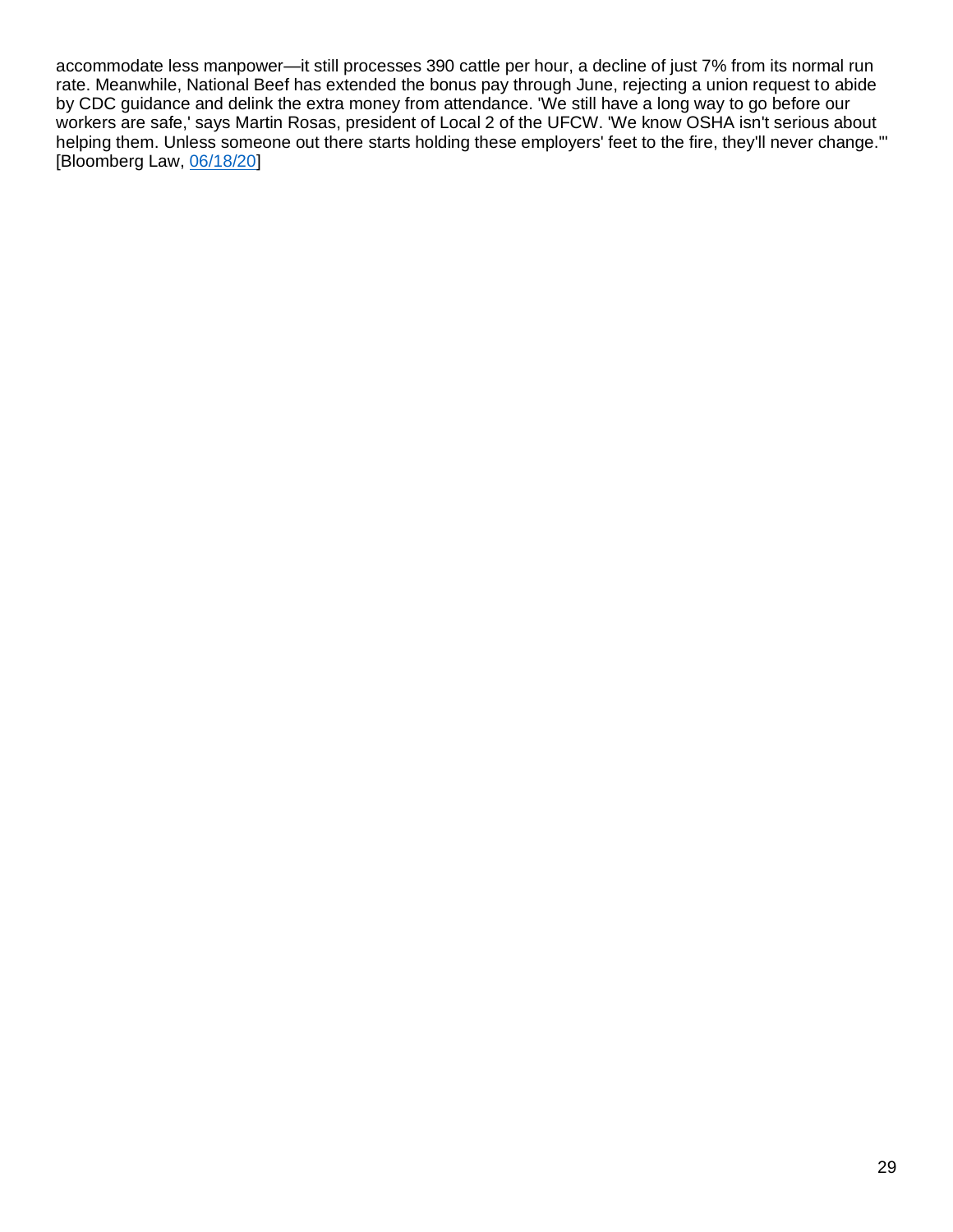accommodate less manpower—it still processes 390 cattle per hour, a decline of just 7% from its normal run rate. Meanwhile, National Beef has extended the bonus pay through June, rejecting a union request to abide by CDC guidance and delink the extra money from attendance. 'We still have a long way to go before our workers are safe,' says Martin Rosas, president of Local 2 of the UFCW. 'We know OSHA isn't serious about helping them. Unless someone out there starts holding these employers' feet to the fire, they'll never change.'" [Bloomberg Law, 06/18/20]